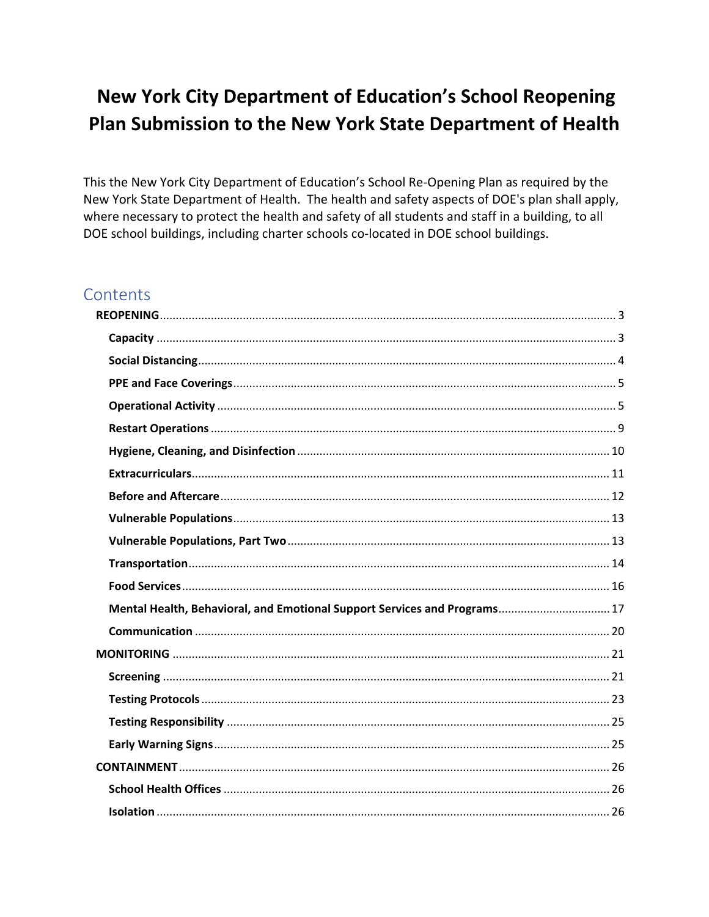# New York City Department of Education's School Reopening Plan Submission to the New York State Department of Health

This the New York City Department of Education's School Re-Opening Plan as required by the New York State Department of Health. The health and safety aspects of DOE's plan shall apply, where necessary to protect the health and safety of all students and staff in a building, to all DOE school buildings, including charter schools co-located in DOE school buildings.

## Contents

- **REOPENING** ... 3
  - **Capacity** ... 3
  - **Social Distancing** ... 4
  - **PPE and Face Coverings** ... 5
  - **Operational Activity** ... 5
  - **Restart Operations** ... 9
  - **Hygiene, Cleaning, and Disinfection** ... 10
  - **Extracurriculars** ... 11
  - **Before and Aftercare** ... 12
  - **Vulnerable Populations** ... 13
  - **Vulnerable Populations, Part Two** ... 13
  - **Transportation** ... 14
  - **Food Services** ... 16
  - **Mental Health, Behavioral, and Emotional Support Services and Programs** ... 17
  - **Communication** ... 20
- **MONITORING** ... 21
  - **Screening** ... 21
  - **Testing Protocols** ... 23
  - **Testing Responsibility** ... 25
  - **Early Warning Signs** ... 25
- **CONTAINMENT** ... 26
  - **School Health Offices** ... 26
  - **Isolation** ... 26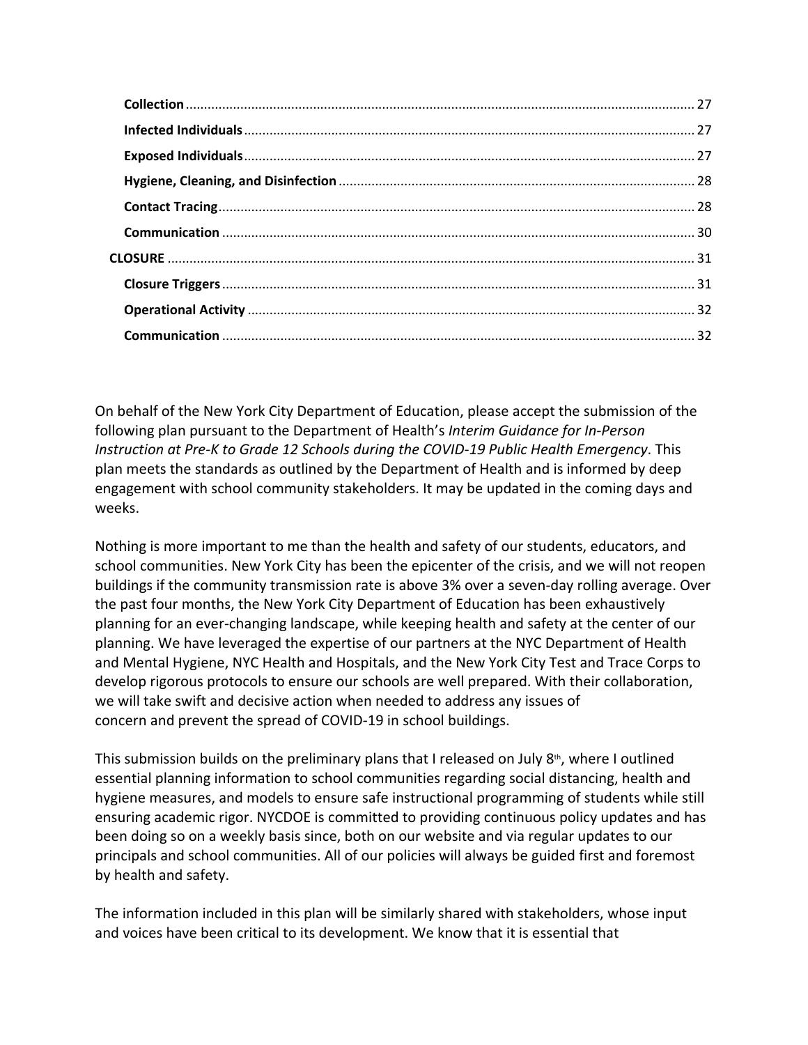- **Collection** ..... 27
- **Infected Individuals** ..... 27
- **Exposed Individuals** ..... 27
- **Hygiene, Cleaning, and Disinfection** ..... 28
- **Contact Tracing** ..... 28
- **Communication** ..... 30

**CLOSURE** ..... 31

- **Closure Triggers** ..... 31
- **Operational Activity** ..... 32
- **Communication** ..... 32

On behalf of the New York City Department of Education, please accept the submission of the following plan pursuant to the Department of Health's *Interim Guidance for In-Person Instruction at Pre-K to Grade 12 Schools during the COVID-19 Public Health Emergency*. This plan meets the standards as outlined by the Department of Health and is informed by deep engagement with school community stakeholders. It may be updated in the coming days and weeks.

Nothing is more important to me than the health and safety of our students, educators, and school communities. New York City has been the epicenter of the crisis, and we will not reopen buildings if the community transmission rate is above 3% over a seven-day rolling average. Over the past four months, the New York City Department of Education has been exhaustively planning for an ever-changing landscape, while keeping health and safety at the center of our planning. We have leveraged the expertise of our partners at the NYC Department of Health and Mental Hygiene, NYC Health and Hospitals, and the New York City Test and Trace Corps to develop rigorous protocols to ensure our schools are well prepared. With their collaboration, we will take swift and decisive action when needed to address any issues of concern and prevent the spread of COVID-19 in school buildings.

This submission builds on the preliminary plans that I released on July 8th, where I outlined essential planning information to school communities regarding social distancing, health and hygiene measures, and models to ensure safe instructional programming of students while still ensuring academic rigor. NYCDOE is committed to providing continuous policy updates and has been doing so on a weekly basis since, both on our website and via regular updates to our principals and school communities. All of our policies will always be guided first and foremost by health and safety.

The information included in this plan will be similarly shared with stakeholders, whose input and voices have been critical to its development. We know that it is essential that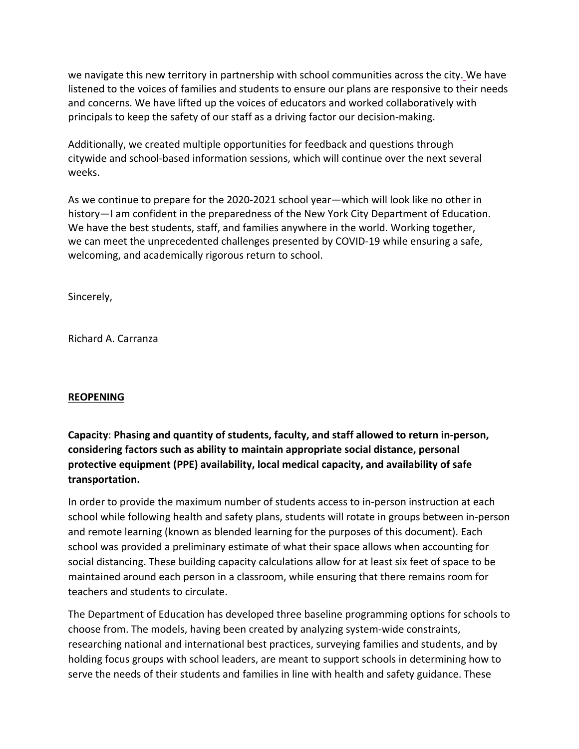we navigate this new territory in partnership with school communities across the city. We have listened to the voices of families and students to ensure our plans are responsive to their needs and concerns. We have lifted up the voices of educators and worked collaboratively with principals to keep the safety of our staff as a driving factor our decision-making.

Additionally, we created multiple opportunities for feedback and questions through citywide and school-based information sessions, which will continue over the next several weeks.

As we continue to prepare for the 2020-2021 school year—which will look like no other in history—I am confident in the preparedness of the New York City Department of Education. We have the best students, staff, and families anywhere in the world. Working together, we can meet the unprecedented challenges presented by COVID-19 while ensuring a safe, welcoming, and academically rigorous return to school.

Sincerely,

Richard A. Carranza

## REOPENING

**Capacity**: **Phasing and quantity of students, faculty, and staff allowed to return in-person, considering factors such as ability to maintain appropriate social distance, personal protective equipment (PPE) availability, local medical capacity, and availability of safe transportation.**

In order to provide the maximum number of students access to in-person instruction at each school while following health and safety plans, students will rotate in groups between in-person and remote learning (known as blended learning for the purposes of this document). Each school was provided a preliminary estimate of what their space allows when accounting for social distancing. These building capacity calculations allow for at least six feet of space to be maintained around each person in a classroom, while ensuring that there remains room for teachers and students to circulate.

The Department of Education has developed three baseline programming options for schools to choose from. The models, having been created by analyzing system-wide constraints, researching national and international best practices, surveying families and students, and by holding focus groups with school leaders, are meant to support schools in determining how to serve the needs of their students and families in line with health and safety guidance. These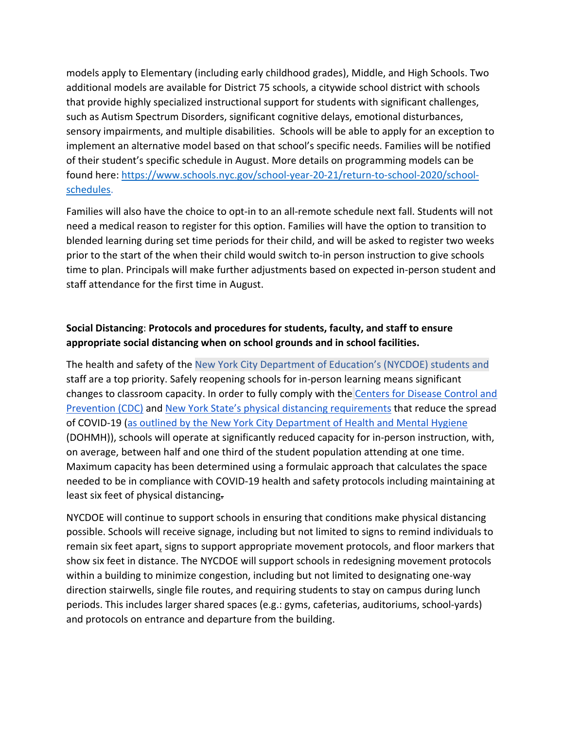models apply to Elementary (including early childhood grades), Middle, and High Schools. Two additional models are available for District 75 schools, a citywide school district with schools that provide highly specialized instructional support for students with significant challenges, such as Autism Spectrum Disorders, significant cognitive delays, emotional disturbances, sensory impairments, and multiple disabilities. Schools will be able to apply for an exception to implement an alternative model based on that school's specific needs. Families will be notified of their student's specific schedule in August. More details on programming models can be found here: [https://www.schools.nyc.gov/school-year-20-21/return-to-school-2020/school-schedules](https://www.schools.nyc.gov/school-year-20-21/return-to-school-2020/school-schedules).

Families will also have the choice to opt-in to an all-remote schedule next fall. Students will not need a medical reason to register for this option. Families will have the option to transition to blended learning during set time periods for their child, and will be asked to register two weeks prior to the start of the when their child would switch to-in person instruction to give schools time to plan. Principals will make further adjustments based on expected in-person student and staff attendance for the first time in August.

**Social Distancing**: **Protocols and procedures for students, faculty, and staff to ensure appropriate social distancing when on school grounds and in school facilities.**

The health and safety of the New York City Department of Education's (NYCDOE) students and staff are a top priority. Safely reopening schools for in-person learning means significant changes to classroom capacity. In order to fully comply with the Centers for Disease Control and Prevention (CDC) and New York State's physical distancing requirements that reduce the spread of COVID-19 (as outlined by the New York City Department of Health and Mental Hygiene (DOHMH)), schools will operate at significantly reduced capacity for in-person instruction, with, on average, between half and one third of the student population attending at one time. Maximum capacity has been determined using a formulaic approach that calculates the space needed to be in compliance with COVID-19 health and safety protocols including maintaining at least six feet of physical distancing.

NYCDOE will continue to support schools in ensuring that conditions make physical distancing possible. Schools will receive signage, including but not limited to signs to remind individuals to remain six feet apart, signs to support appropriate movement protocols, and floor markers that show six feet in distance. The NYCDOE will support schools in redesigning movement protocols within a building to minimize congestion, including but not limited to designating one-way direction stairwells, single file routes, and requiring students to stay on campus during lunch periods. This includes larger shared spaces (e.g.: gyms, cafeterias, auditoriums, school-yards) and protocols on entrance and departure from the building.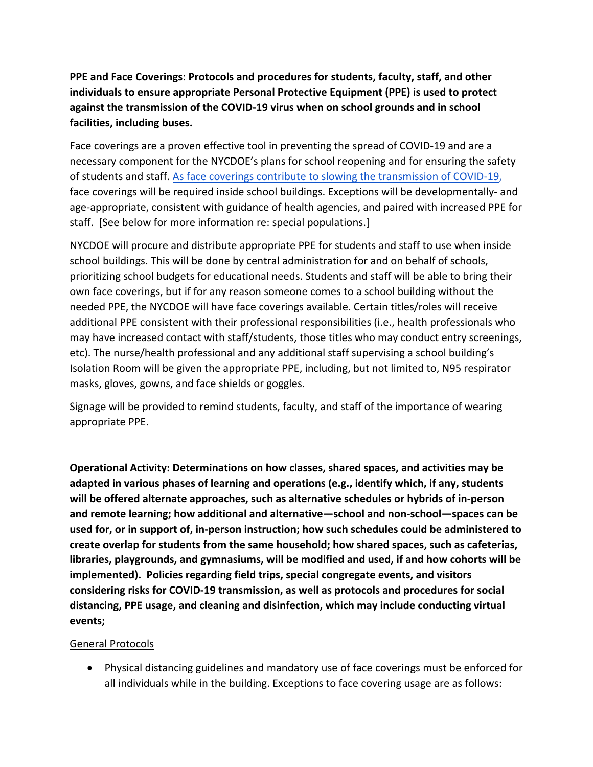**PPE and Face Coverings**: **Protocols and procedures for students, faculty, staff, and other individuals to ensure appropriate Personal Protective Equipment (PPE) is used to protect against the transmission of the COVID-19 virus when on school grounds and in school facilities, including buses.**

Face coverings are a proven effective tool in preventing the spread of COVID-19 and are a necessary component for the NYCDOE's plans for school reopening and for ensuring the safety of students and staff. As face coverings contribute to slowing the transmission of COVID-19, face coverings will be required inside school buildings. Exceptions will be developmentally- and age-appropriate, consistent with guidance of health agencies, and paired with increased PPE for staff. [See below for more information re: special populations.]

NYCDOE will procure and distribute appropriate PPE for students and staff to use when inside school buildings. This will be done by central administration for and on behalf of schools, prioritizing school budgets for educational needs. Students and staff will be able to bring their own face coverings, but if for any reason someone comes to a school building without the needed PPE, the NYCDOE will have face coverings available. Certain titles/roles will receive additional PPE consistent with their professional responsibilities (i.e., health professionals who may have increased contact with staff/students, those titles who may conduct entry screenings, etc). The nurse/health professional and any additional staff supervising a school building's Isolation Room will be given the appropriate PPE, including, but not limited to, N95 respirator masks, gloves, gowns, and face shields or goggles.

Signage will be provided to remind students, faculty, and staff of the importance of wearing appropriate PPE.

**Operational Activity: Determinations on how classes, shared spaces, and activities may be adapted in various phases of learning and operations (e.g., identify which, if any, students will be offered alternate approaches, such as alternative schedules or hybrids of in-person and remote learning; how additional and alternative—school and non-school—spaces can be used for, or in support of, in-person instruction; how such schedules could be administered to create overlap for students from the same household; how shared spaces, such as cafeterias, libraries, playgrounds, and gymnasiums, will be modified and used, if and how cohorts will be implemented). Policies regarding field trips, special congregate events, and visitors considering risks for COVID-19 transmission, as well as protocols and procedures for social distancing, PPE usage, and cleaning and disinfection, which may include conducting virtual events;**

General Protocols

- Physical distancing guidelines and mandatory use of face coverings must be enforced for all individuals while in the building. Exceptions to face covering usage are as follows: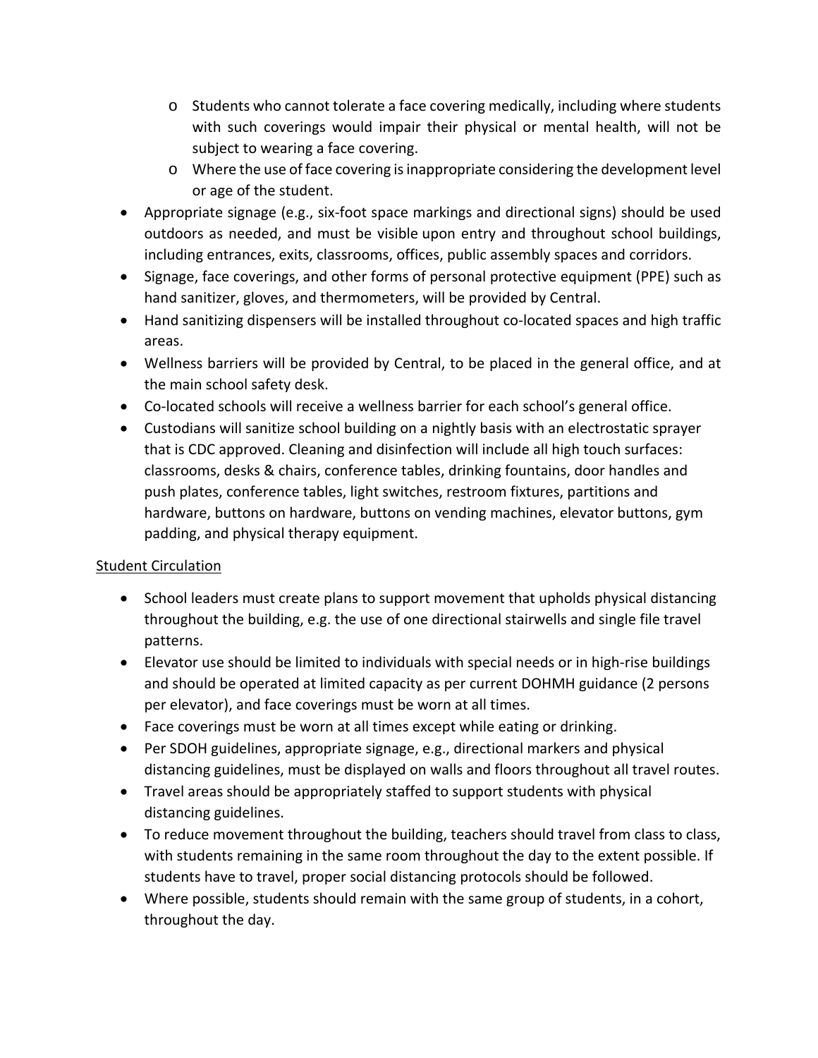- Students who cannot tolerate a face covering medically, including where students with such coverings would impair their physical or mental health, will not be subject to wearing a face covering.
    - Where the use of face covering is inappropriate considering the development level or age of the student.
- Appropriate signage (e.g., six-foot space markings and directional signs) should be used outdoors as needed, and must be visible upon entry and throughout school buildings, including entrances, exits, classrooms, offices, public assembly spaces and corridors.
- Signage, face coverings, and other forms of personal protective equipment (PPE) such as hand sanitizer, gloves, and thermometers, will be provided by Central.
- Hand sanitizing dispensers will be installed throughout co-located spaces and high traffic areas.
- Wellness barriers will be provided by Central, to be placed in the general office, and at the main school safety desk.
- Co-located schools will receive a wellness barrier for each school's general office.
- Custodians will sanitize school building on a nightly basis with an electrostatic sprayer that is CDC approved. Cleaning and disinfection will include all high touch surfaces: classrooms, desks & chairs, conference tables, drinking fountains, door handles and push plates, conference tables, light switches, restroom fixtures, partitions and hardware, buttons on hardware, buttons on vending machines, elevator buttons, gym padding, and physical therapy equipment.

<u>Student Circulation</u>

- School leaders must create plans to support movement that upholds physical distancing throughout the building, e.g. the use of one directional stairwells and single file travel patterns.
- Elevator use should be limited to individuals with special needs or in high-rise buildings and should be operated at limited capacity as per current DOHMH guidance (2 persons per elevator), and face coverings must be worn at all times.
- Face coverings must be worn at all times except while eating or drinking.
- Per SDOH guidelines, appropriate signage, e.g., directional markers and physical distancing guidelines, must be displayed on walls and floors throughout all travel routes.
- Travel areas should be appropriately staffed to support students with physical distancing guidelines.
- To reduce movement throughout the building, teachers should travel from class to class, with students remaining in the same room throughout the day to the extent possible. If students have to travel, proper social distancing protocols should be followed.
- Where possible, students should remain with the same group of students, in a cohort, throughout the day.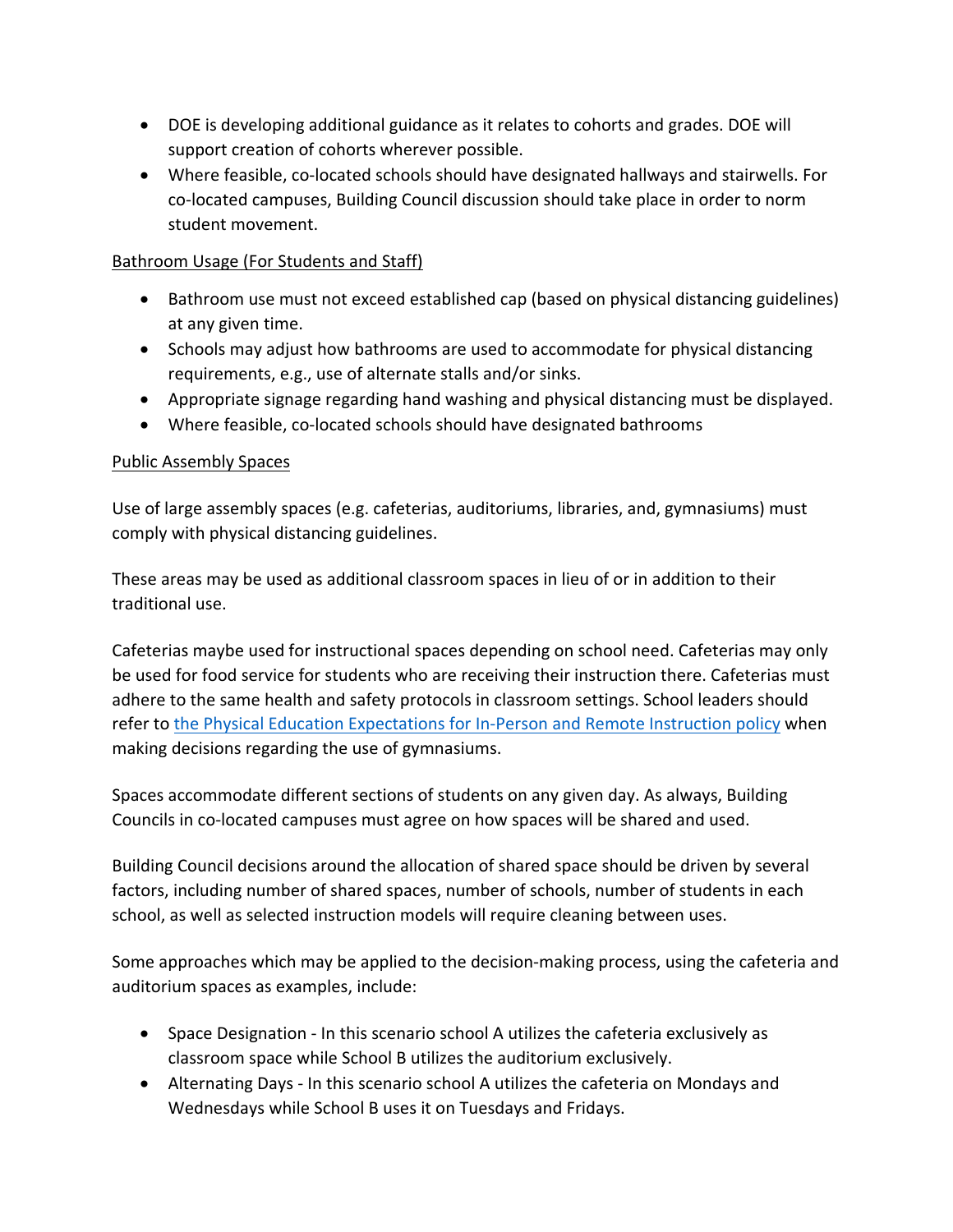- DOE is developing additional guidance as it relates to cohorts and grades. DOE will support creation of cohorts wherever possible.
- Where feasible, co-located schools should have designated hallways and stairwells. For co-located campuses, Building Council discussion should take place in order to norm student movement.

<u>Bathroom Usage (For Students and Staff)</u>

- Bathroom use must not exceed established cap (based on physical distancing guidelines) at any given time.
- Schools may adjust how bathrooms are used to accommodate for physical distancing requirements, e.g., use of alternate stalls and/or sinks.
- Appropriate signage regarding hand washing and physical distancing must be displayed.
- Where feasible, co-located schools should have designated bathrooms

<u>Public Assembly Spaces</u>

Use of large assembly spaces (e.g. cafeterias, auditoriums, libraries, and, gymnasiums) must comply with physical distancing guidelines.

These areas may be used as additional classroom spaces in lieu of or in addition to their traditional use.

Cafeterias maybe used for instructional spaces depending on school need. Cafeterias may only be used for food service for students who are receiving their instruction there. Cafeterias must adhere to the same health and safety protocols in classroom settings. School leaders should refer to [the Physical Education Expectations for In-Person and Remote Instruction policy]() when making decisions regarding the use of gymnasiums.

Spaces accommodate different sections of students on any given day. As always, Building Councils in co-located campuses must agree on how spaces will be shared and used.

Building Council decisions around the allocation of shared space should be driven by several factors, including number of shared spaces, number of schools, number of students in each school, as well as selected instruction models will require cleaning between uses.

Some approaches which may be applied to the decision-making process, using the cafeteria and auditorium spaces as examples, include:

- Space Designation - In this scenario school A utilizes the cafeteria exclusively as classroom space while School B utilizes the auditorium exclusively.
- Alternating Days - In this scenario school A utilizes the cafeteria on Mondays and Wednesdays while School B uses it on Tuesdays and Fridays.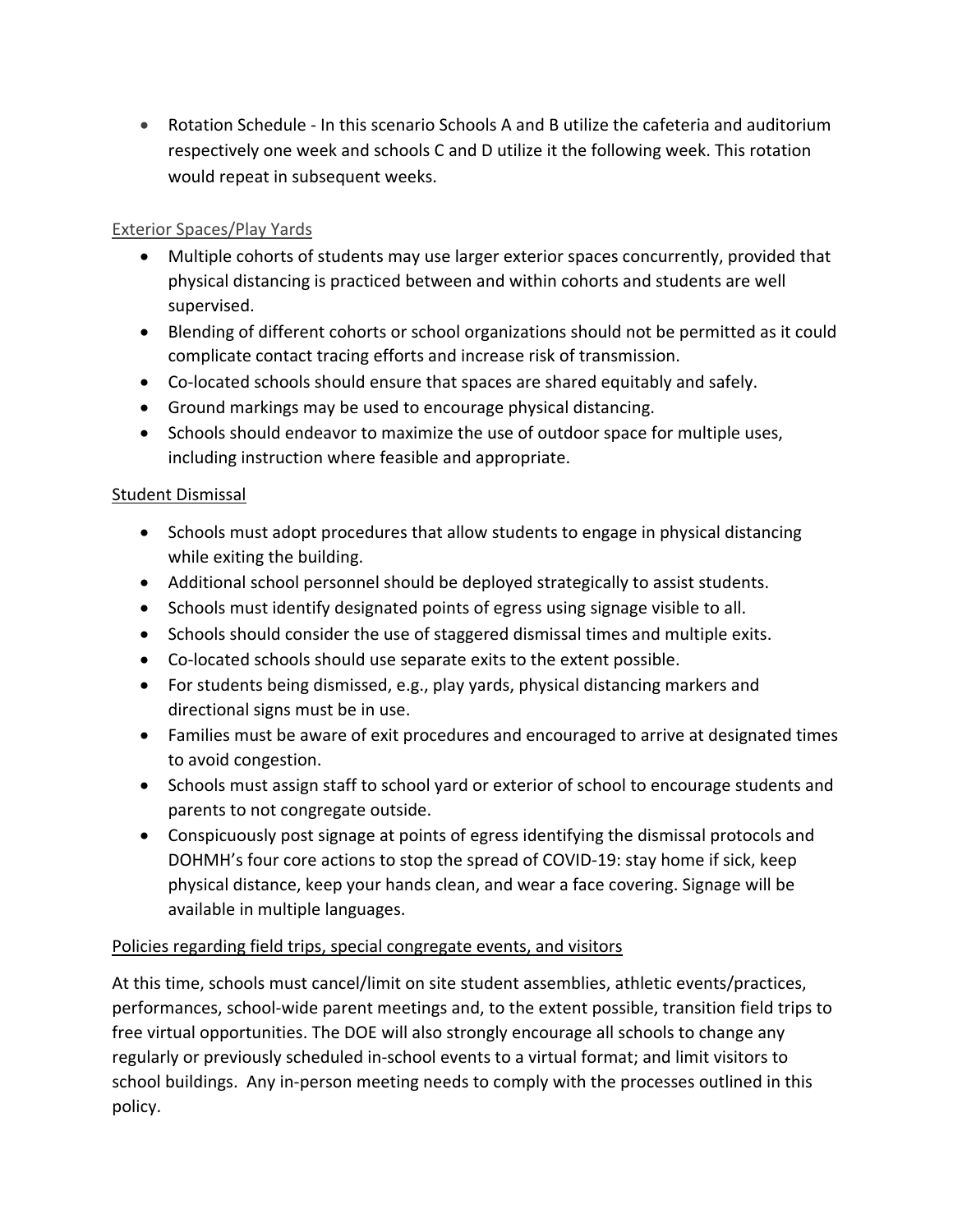- Rotation Schedule - In this scenario Schools A and B utilize the cafeteria and auditorium respectively one week and schools C and D utilize it the following week. This rotation would repeat in subsequent weeks.

### Exterior Spaces/Play Yards

- Multiple cohorts of students may use larger exterior spaces concurrently, provided that physical distancing is practiced between and within cohorts and students are well supervised.
- Blending of different cohorts or school organizations should not be permitted as it could complicate contact tracing efforts and increase risk of transmission.
- Co-located schools should ensure that spaces are shared equitably and safely.
- Ground markings may be used to encourage physical distancing.
- Schools should endeavor to maximize the use of outdoor space for multiple uses, including instruction where feasible and appropriate.

### Student Dismissal

- Schools must adopt procedures that allow students to engage in physical distancing while exiting the building.
- Additional school personnel should be deployed strategically to assist students.
- Schools must identify designated points of egress using signage visible to all.
- Schools should consider the use of staggered dismissal times and multiple exits.
- Co-located schools should use separate exits to the extent possible.
- For students being dismissed, e.g., play yards, physical distancing markers and directional signs must be in use.
- Families must be aware of exit procedures and encouraged to arrive at designated times to avoid congestion.
- Schools must assign staff to school yard or exterior of school to encourage students and parents to not congregate outside.
- Conspicuously post signage at points of egress identifying the dismissal protocols and DOHMH's four core actions to stop the spread of COVID-19: stay home if sick, keep physical distance, keep your hands clean, and wear a face covering. Signage will be available in multiple languages.

### Policies regarding field trips, special congregate events, and visitors

At this time, schools must cancel/limit on site student assemblies, athletic events/practices, performances, school-wide parent meetings and, to the extent possible, transition field trips to free virtual opportunities. The DOE will also strongly encourage all schools to change any regularly or previously scheduled in-school events to a virtual format; and limit visitors to school buildings. Any in-person meeting needs to comply with the processes outlined in this policy.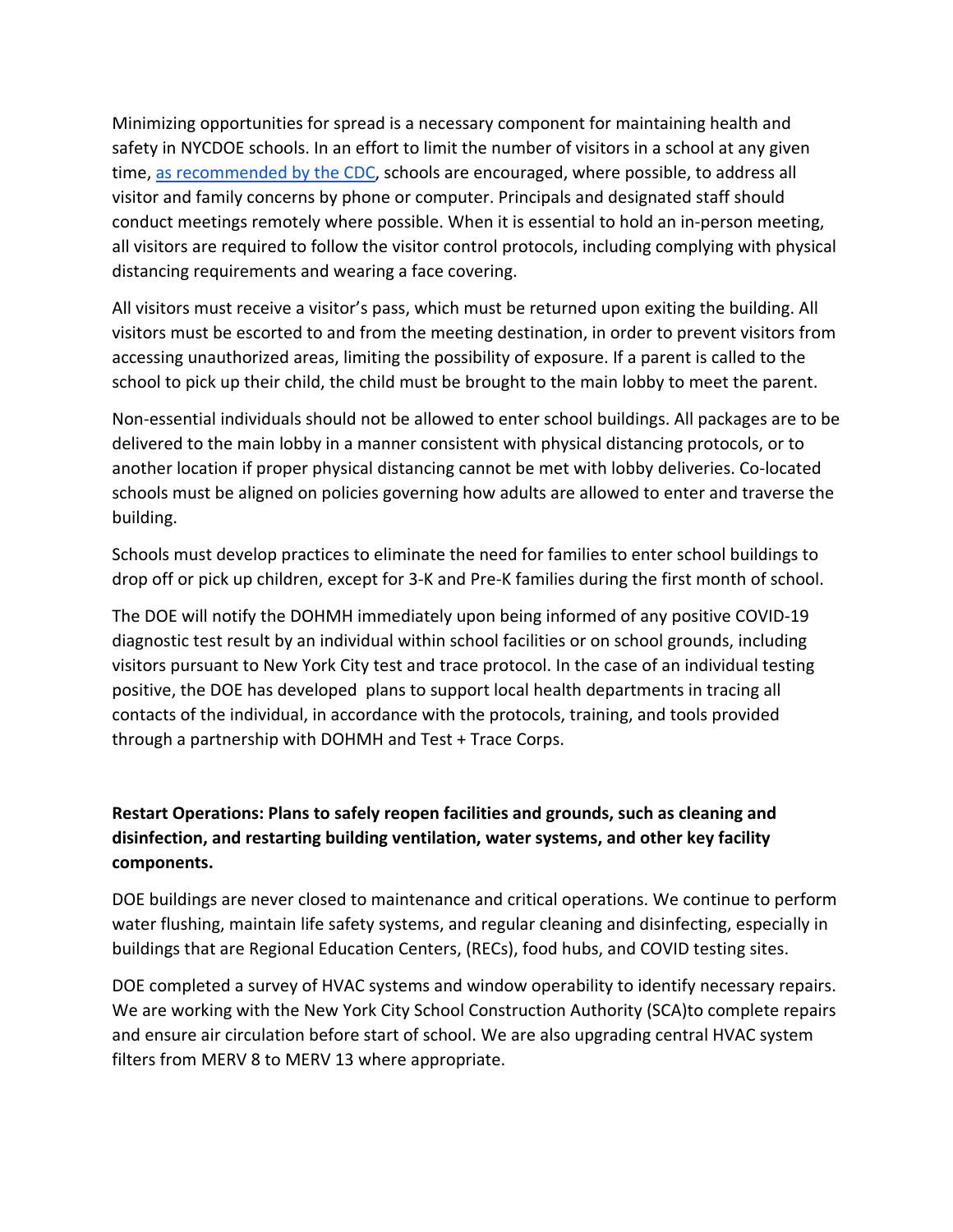Minimizing opportunities for spread is a necessary component for maintaining health and safety in NYCDOE schools. In an effort to limit the number of visitors in a school at any given time, [as recommended by the CDC](), schools are encouraged, where possible, to address all visitor and family concerns by phone or computer. Principals and designated staff should conduct meetings remotely where possible. When it is essential to hold an in-person meeting, all visitors are required to follow the visitor control protocols, including complying with physical distancing requirements and wearing a face covering.

All visitors must receive a visitor's pass, which must be returned upon exiting the building. All visitors must be escorted to and from the meeting destination, in order to prevent visitors from accessing unauthorized areas, limiting the possibility of exposure. If a parent is called to the school to pick up their child, the child must be brought to the main lobby to meet the parent.

Non-essential individuals should not be allowed to enter school buildings. All packages are to be delivered to the main lobby in a manner consistent with physical distancing protocols, or to another location if proper physical distancing cannot be met with lobby deliveries. Co-located schools must be aligned on policies governing how adults are allowed to enter and traverse the building.

Schools must develop practices to eliminate the need for families to enter school buildings to drop off or pick up children, except for 3-K and Pre-K families during the first month of school.

The DOE will notify the DOHMH immediately upon being informed of any positive COVID-19 diagnostic test result by an individual within school facilities or on school grounds, including visitors pursuant to New York City test and trace protocol. In the case of an individual testing positive, the DOE has developed plans to support local health departments in tracing all contacts of the individual, in accordance with the protocols, training, and tools provided through a partnership with DOHMH and Test + Trace Corps.

**Restart Operations: Plans to safely reopen facilities and grounds, such as cleaning and disinfection, and restarting building ventilation, water systems, and other key facility components.**

DOE buildings are never closed to maintenance and critical operations. We continue to perform water flushing, maintain life safety systems, and regular cleaning and disinfecting, especially in buildings that are Regional Education Centers, (RECs), food hubs, and COVID testing sites.

DOE completed a survey of HVAC systems and window operability to identify necessary repairs. We are working with the New York City School Construction Authority (SCA)to complete repairs and ensure air circulation before start of school. We are also upgrading central HVAC system filters from MERV 8 to MERV 13 where appropriate.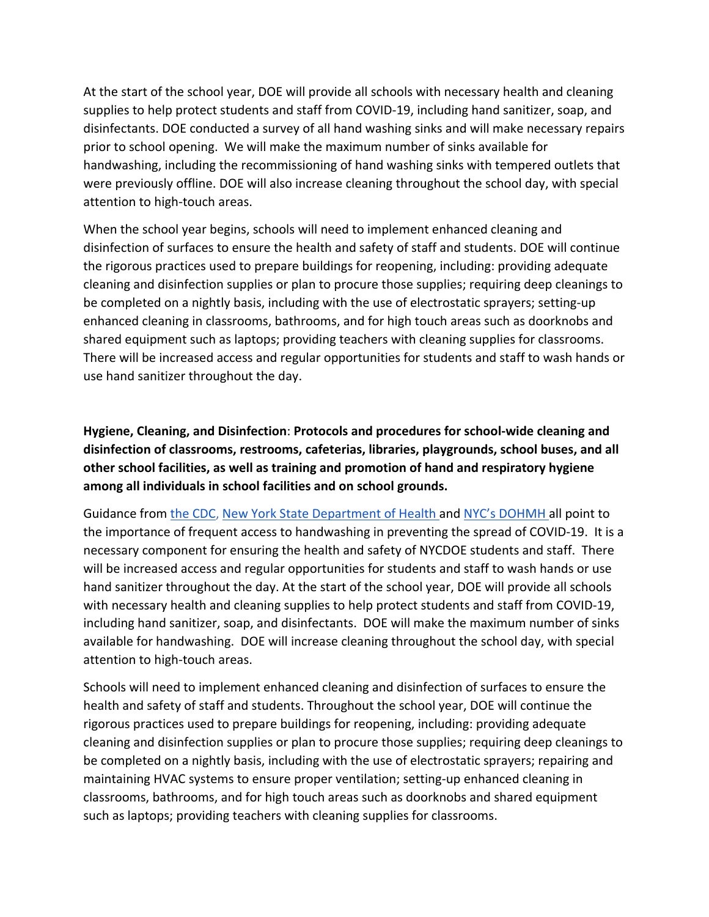At the start of the school year, DOE will provide all schools with necessary health and cleaning supplies to help protect students and staff from COVID-19, including hand sanitizer, soap, and disinfectants. DOE conducted a survey of all hand washing sinks and will make necessary repairs prior to school opening. We will make the maximum number of sinks available for handwashing, including the recommissioning of hand washing sinks with tempered outlets that were previously offline. DOE will also increase cleaning throughout the school day, with special attention to high-touch areas.

When the school year begins, schools will need to implement enhanced cleaning and disinfection of surfaces to ensure the health and safety of staff and students. DOE will continue the rigorous practices used to prepare buildings for reopening, including: providing adequate cleaning and disinfection supplies or plan to procure those supplies; requiring deep cleanings to be completed on a nightly basis, including with the use of electrostatic sprayers; setting-up enhanced cleaning in classrooms, bathrooms, and for high touch areas such as doorknobs and shared equipment such as laptops; providing teachers with cleaning supplies for classrooms. There will be increased access and regular opportunities for students and staff to wash hands or use hand sanitizer throughout the day.

**Hygiene, Cleaning, and Disinfection**: **Protocols and procedures for school-wide cleaning and disinfection of classrooms, restrooms, cafeterias, libraries, playgrounds, school buses, and all other school facilities, as well as training and promotion of hand and respiratory hygiene among all individuals in school facilities and on school grounds.**

Guidance from the CDC, New York State Department of Health and NYC's DOHMH all point to the importance of frequent access to handwashing in preventing the spread of COVID-19. It is a necessary component for ensuring the health and safety of NYCDOE students and staff. There will be increased access and regular opportunities for students and staff to wash hands or use hand sanitizer throughout the day. At the start of the school year, DOE will provide all schools with necessary health and cleaning supplies to help protect students and staff from COVID-19, including hand sanitizer, soap, and disinfectants. DOE will make the maximum number of sinks available for handwashing. DOE will increase cleaning throughout the school day, with special attention to high-touch areas.

Schools will need to implement enhanced cleaning and disinfection of surfaces to ensure the health and safety of staff and students. Throughout the school year, DOE will continue the rigorous practices used to prepare buildings for reopening, including: providing adequate cleaning and disinfection supplies or plan to procure those supplies; requiring deep cleanings to be completed on a nightly basis, including with the use of electrostatic sprayers; repairing and maintaining HVAC systems to ensure proper ventilation; setting-up enhanced cleaning in classrooms, bathrooms, and for high touch areas such as doorknobs and shared equipment such as laptops; providing teachers with cleaning supplies for classrooms.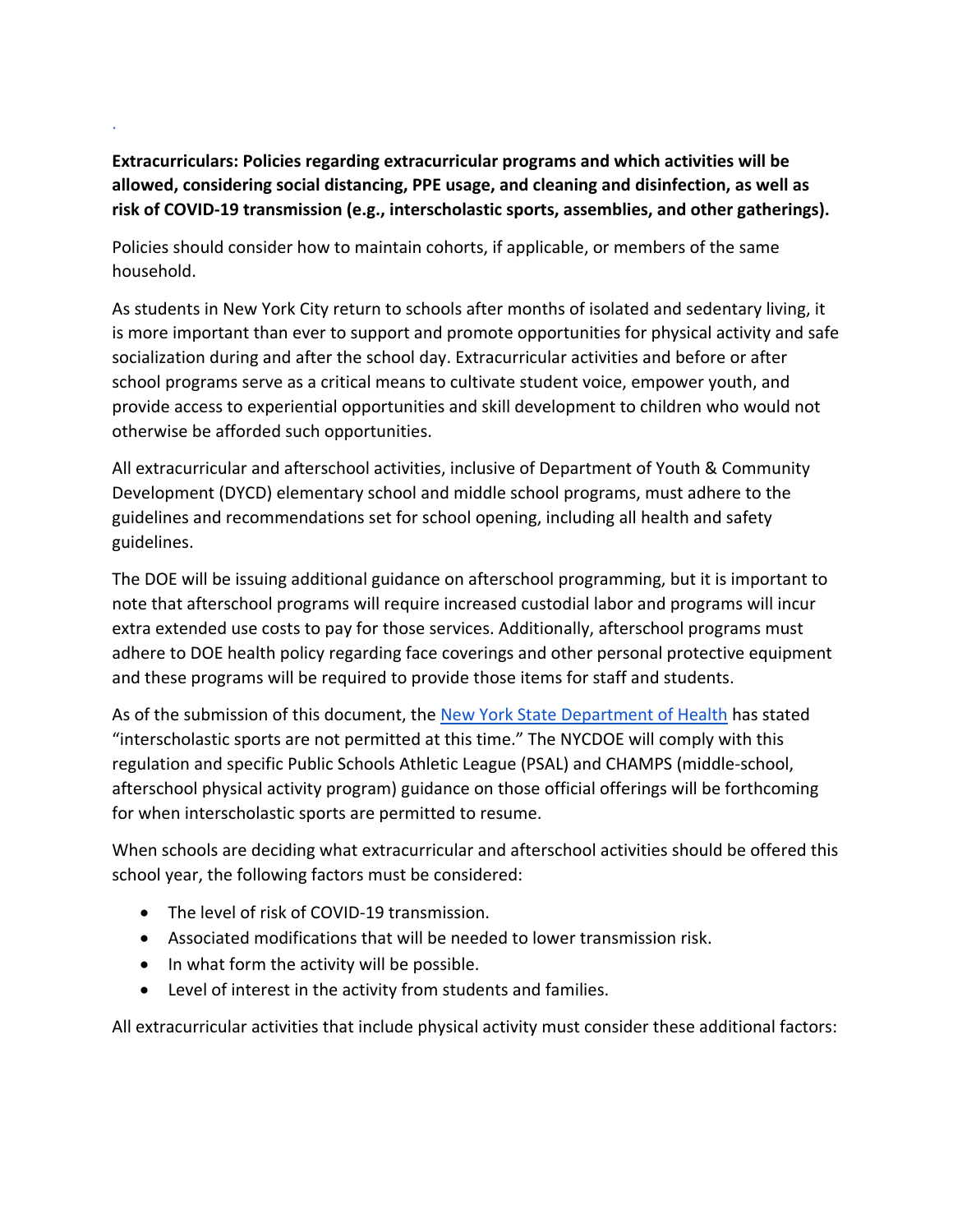**Extracurriculars: Policies regarding extracurricular programs and which activities will be allowed, considering social distancing, PPE usage, and cleaning and disinfection, as well as risk of COVID-19 transmission (e.g., interscholastic sports, assemblies, and other gatherings).**

Policies should consider how to maintain cohorts, if applicable, or members of the same household.

As students in New York City return to schools after months of isolated and sedentary living, it is more important than ever to support and promote opportunities for physical activity and safe socialization during and after the school day. Extracurricular activities and before or after school programs serve as a critical means to cultivate student voice, empower youth, and provide access to experiential opportunities and skill development to children who would not otherwise be afforded such opportunities.

All extracurricular and afterschool activities, inclusive of Department of Youth & Community Development (DYCD) elementary school and middle school programs, must adhere to the guidelines and recommendations set for school opening, including all health and safety guidelines.

The DOE will be issuing additional guidance on afterschool programming, but it is important to note that afterschool programs will require increased custodial labor and programs will incur extra extended use costs to pay for those services. Additionally, afterschool programs must adhere to DOE health policy regarding face coverings and other personal protective equipment and these programs will be required to provide those items for staff and students.

As of the submission of this document, the New York State Department of Health has stated "interscholastic sports are not permitted at this time." The NYCDOE will comply with this regulation and specific Public Schools Athletic League (PSAL) and CHAMPS (middle-school, afterschool physical activity program) guidance on those official offerings will be forthcoming for when interscholastic sports are permitted to resume.

When schools are deciding what extracurricular and afterschool activities should be offered this school year, the following factors must be considered:

- The level of risk of COVID-19 transmission.
- Associated modifications that will be needed to lower transmission risk.
- In what form the activity will be possible.
- Level of interest in the activity from students and families.

All extracurricular activities that include physical activity must consider these additional factors: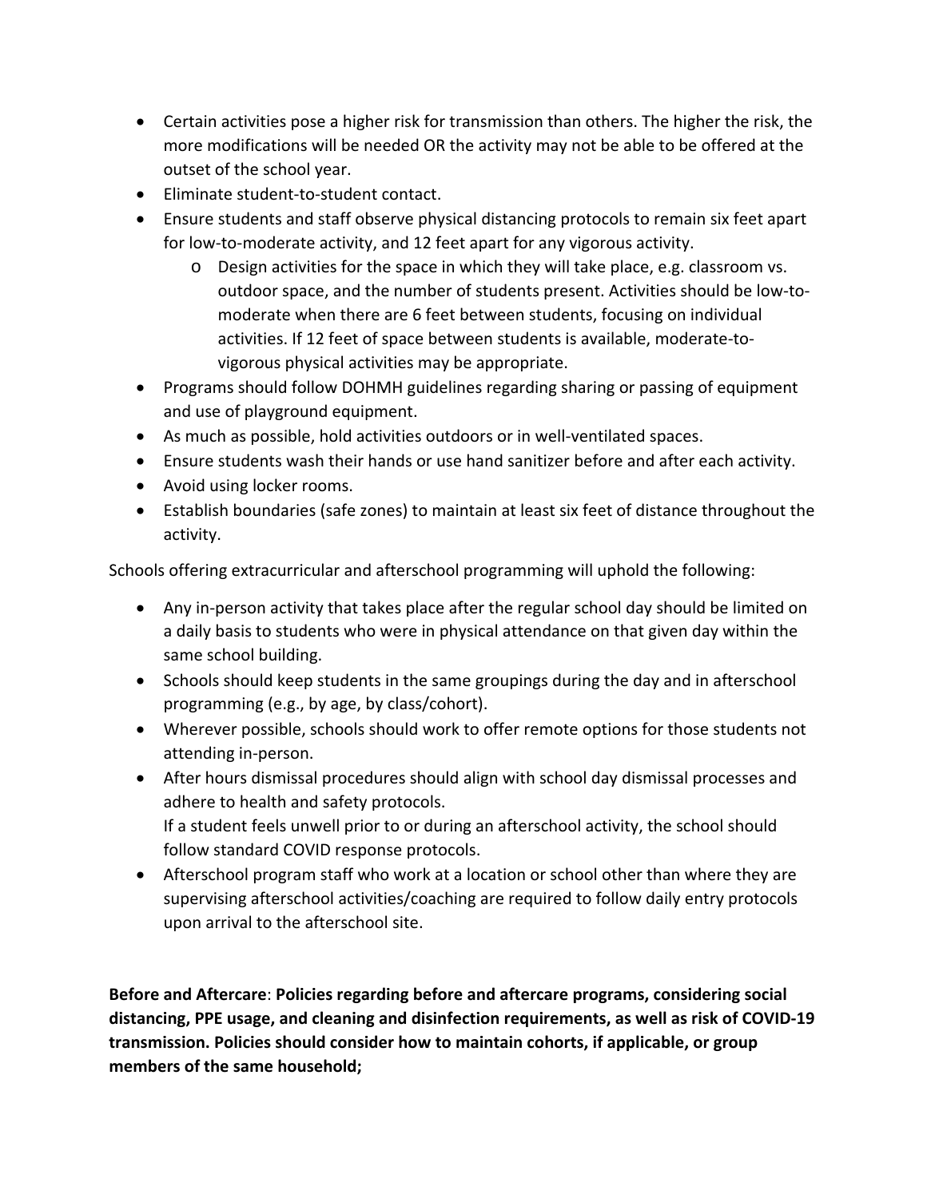- Certain activities pose a higher risk for transmission than others. The higher the risk, the more modifications will be needed OR the activity may not be able to be offered at the outset of the school year.
- Eliminate student-to-student contact.
- Ensure students and staff observe physical distancing protocols to remain six feet apart for low-to-moderate activity, and 12 feet apart for any vigorous activity.
  - Design activities for the space in which they will take place, e.g. classroom vs. outdoor space, and the number of students present. Activities should be low-to-moderate when there are 6 feet between students, focusing on individual activities. If 12 feet of space between students is available, moderate-to-vigorous physical activities may be appropriate.
- Programs should follow DOHMH guidelines regarding sharing or passing of equipment and use of playground equipment.
- As much as possible, hold activities outdoors or in well-ventilated spaces.
- Ensure students wash their hands or use hand sanitizer before and after each activity.
- Avoid using locker rooms.
- Establish boundaries (safe zones) to maintain at least six feet of distance throughout the activity.

Schools offering extracurricular and afterschool programming will uphold the following:

- Any in-person activity that takes place after the regular school day should be limited on a daily basis to students who were in physical attendance on that given day within the same school building.
- Schools should keep students in the same groupings during the day and in afterschool programming (e.g., by age, by class/cohort).
- Wherever possible, schools should work to offer remote options for those students not attending in-person.
- After hours dismissal procedures should align with school day dismissal processes and adhere to health and safety protocols.
  If a student feels unwell prior to or during an afterschool activity, the school should follow standard COVID response protocols.
- Afterschool program staff who work at a location or school other than where they are supervising afterschool activities/coaching are required to follow daily entry protocols upon arrival to the afterschool site.

**Before and Aftercare**: **Policies regarding before and aftercare programs, considering social distancing, PPE usage, and cleaning and disinfection requirements, as well as risk of COVID-19 transmission. Policies should consider how to maintain cohorts, if applicable, or group members of the same household;**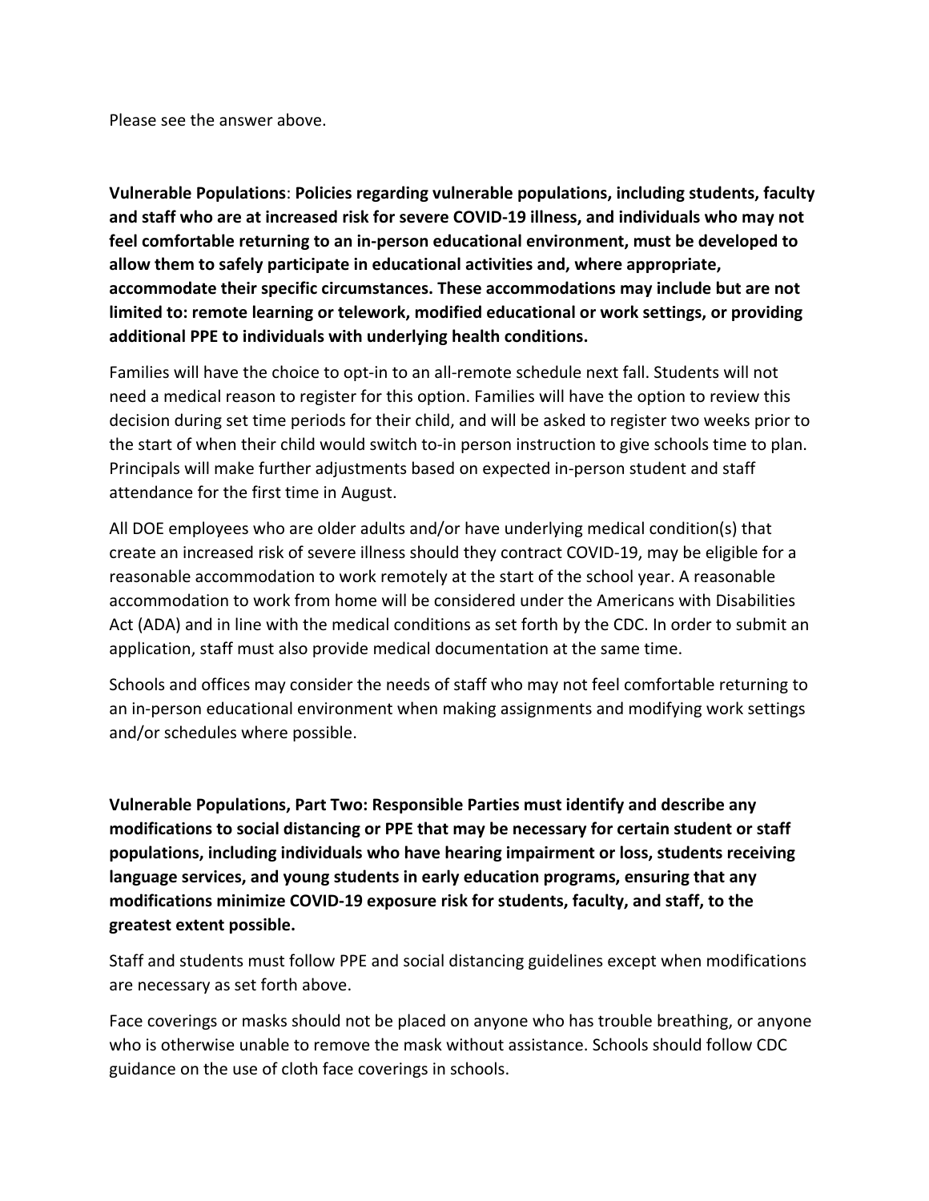Please see the answer above.

**Vulnerable Populations**: **Policies regarding vulnerable populations, including students, faculty and staff who are at increased risk for severe COVID-19 illness, and individuals who may not feel comfortable returning to an in-person educational environment, must be developed to allow them to safely participate in educational activities and, where appropriate, accommodate their specific circumstances. These accommodations may include but are not limited to: remote learning or telework, modified educational or work settings, or providing additional PPE to individuals with underlying health conditions.**

Families will have the choice to opt-in to an all-remote schedule next fall. Students will not need a medical reason to register for this option. Families will have the option to review this decision during set time periods for their child, and will be asked to register two weeks prior to the start of when their child would switch to-in person instruction to give schools time to plan. Principals will make further adjustments based on expected in-person student and staff attendance for the first time in August.

All DOE employees who are older adults and/or have underlying medical condition(s) that create an increased risk of severe illness should they contract COVID-19, may be eligible for a reasonable accommodation to work remotely at the start of the school year. A reasonable accommodation to work from home will be considered under the Americans with Disabilities Act (ADA) and in line with the medical conditions as set forth by the CDC. In order to submit an application, staff must also provide medical documentation at the same time.

Schools and offices may consider the needs of staff who may not feel comfortable returning to an in-person educational environment when making assignments and modifying work settings and/or schedules where possible.

**Vulnerable Populations, Part Two: Responsible Parties must identify and describe any modifications to social distancing or PPE that may be necessary for certain student or staff populations, including individuals who have hearing impairment or loss, students receiving language services, and young students in early education programs, ensuring that any modifications minimize COVID-19 exposure risk for students, faculty, and staff, to the greatest extent possible.**

Staff and students must follow PPE and social distancing guidelines except when modifications are necessary as set forth above.

Face coverings or masks should not be placed on anyone who has trouble breathing, or anyone who is otherwise unable to remove the mask without assistance. Schools should follow CDC guidance on the use of cloth face coverings in schools.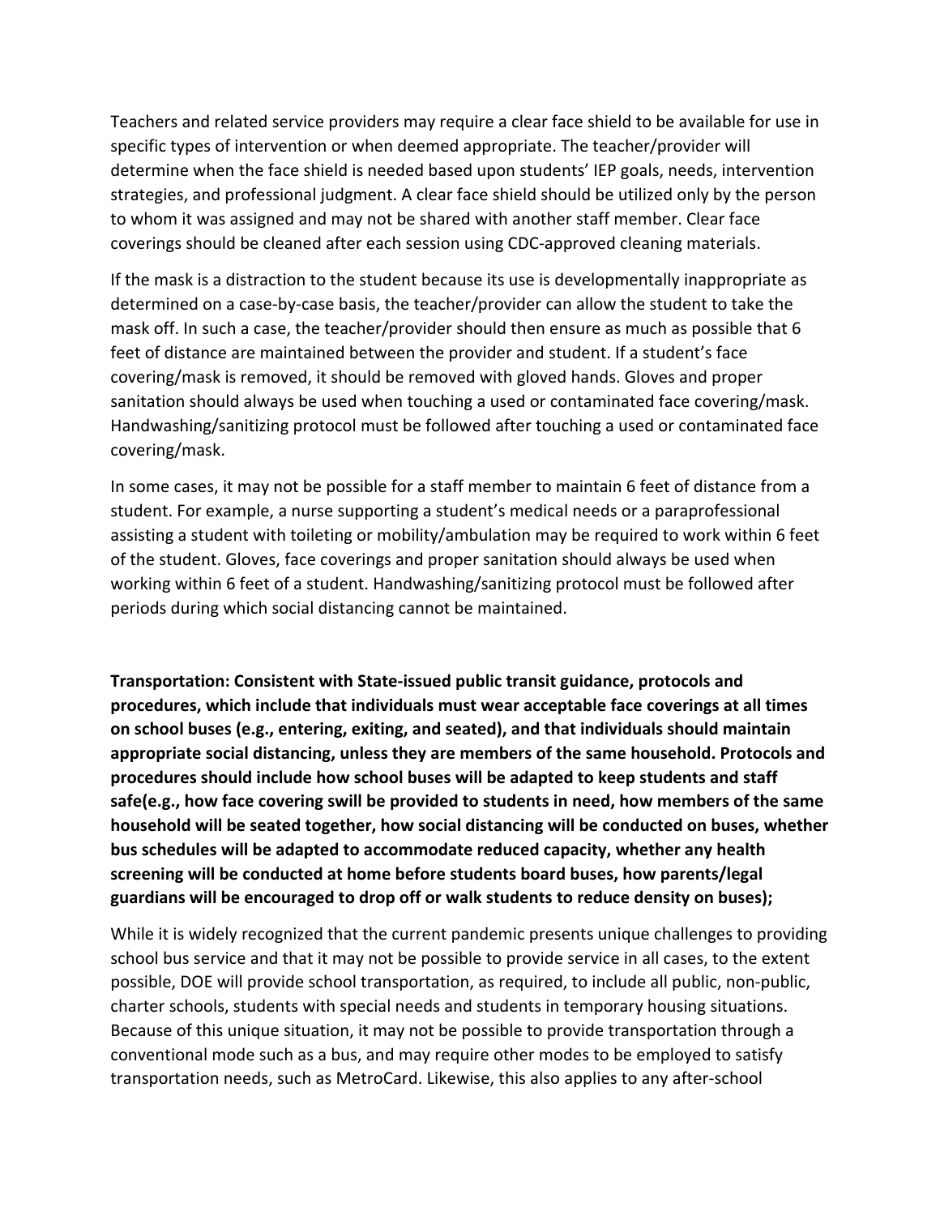Teachers and related service providers may require a clear face shield to be available for use in specific types of intervention or when deemed appropriate. The teacher/provider will determine when the face shield is needed based upon students' IEP goals, needs, intervention strategies, and professional judgment. A clear face shield should be utilized only by the person to whom it was assigned and may not be shared with another staff member. Clear face coverings should be cleaned after each session using CDC-approved cleaning materials.

If the mask is a distraction to the student because its use is developmentally inappropriate as determined on a case-by-case basis, the teacher/provider can allow the student to take the mask off. In such a case, the teacher/provider should then ensure as much as possible that 6 feet of distance are maintained between the provider and student. If a student's face covering/mask is removed, it should be removed with gloved hands. Gloves and proper sanitation should always be used when touching a used or contaminated face covering/mask. Handwashing/sanitizing protocol must be followed after touching a used or contaminated face covering/mask.

In some cases, it may not be possible for a staff member to maintain 6 feet of distance from a student. For example, a nurse supporting a student's medical needs or a paraprofessional assisting a student with toileting or mobility/ambulation may be required to work within 6 feet of the student. Gloves, face coverings and proper sanitation should always be used when working within 6 feet of a student. Handwashing/sanitizing protocol must be followed after periods during which social distancing cannot be maintained.

**Transportation: Consistent with State-issued public transit guidance, protocols and procedures, which include that individuals must wear acceptable face coverings at all times on school buses (e.g., entering, exiting, and seated), and that individuals should maintain appropriate social distancing, unless they are members of the same household. Protocols and procedures should include how school buses will be adapted to keep students and staff safe(e.g., how face covering swill be provided to students in need, how members of the same household will be seated together, how social distancing will be conducted on buses, whether bus schedules will be adapted to accommodate reduced capacity, whether any health screening will be conducted at home before students board buses, how parents/legal guardians will be encouraged to drop off or walk students to reduce density on buses);**

While it is widely recognized that the current pandemic presents unique challenges to providing school bus service and that it may not be possible to provide service in all cases, to the extent possible, DOE will provide school transportation, as required, to include all public, non-public, charter schools, students with special needs and students in temporary housing situations. Because of this unique situation, it may not be possible to provide transportation through a conventional mode such as a bus, and may require other modes to be employed to satisfy transportation needs, such as MetroCard. Likewise, this also applies to any after-school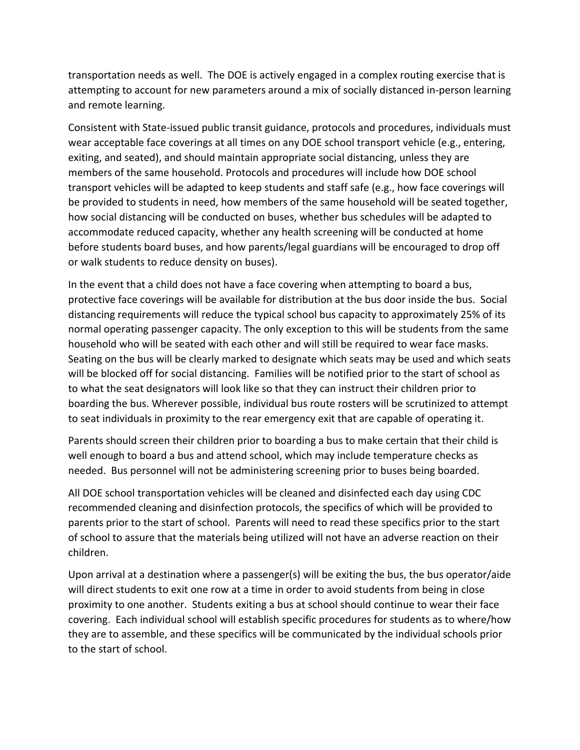transportation needs as well. The DOE is actively engaged in a complex routing exercise that is attempting to account for new parameters around a mix of socially distanced in-person learning and remote learning.

Consistent with State-issued public transit guidance, protocols and procedures, individuals must wear acceptable face coverings at all times on any DOE school transport vehicle (e.g., entering, exiting, and seated), and should maintain appropriate social distancing, unless they are members of the same household. Protocols and procedures will include how DOE school transport vehicles will be adapted to keep students and staff safe (e.g., how face coverings will be provided to students in need, how members of the same household will be seated together, how social distancing will be conducted on buses, whether bus schedules will be adapted to accommodate reduced capacity, whether any health screening will be conducted at home before students board buses, and how parents/legal guardians will be encouraged to drop off or walk students to reduce density on buses).

In the event that a child does not have a face covering when attempting to board a bus, protective face coverings will be available for distribution at the bus door inside the bus. Social distancing requirements will reduce the typical school bus capacity to approximately 25% of its normal operating passenger capacity. The only exception to this will be students from the same household who will be seated with each other and will still be required to wear face masks. Seating on the bus will be clearly marked to designate which seats may be used and which seats will be blocked off for social distancing. Families will be notified prior to the start of school as to what the seat designators will look like so that they can instruct their children prior to boarding the bus. Wherever possible, individual bus route rosters will be scrutinized to attempt to seat individuals in proximity to the rear emergency exit that are capable of operating it.

Parents should screen their children prior to boarding a bus to make certain that their child is well enough to board a bus and attend school, which may include temperature checks as needed. Bus personnel will not be administering screening prior to buses being boarded.

All DOE school transportation vehicles will be cleaned and disinfected each day using CDC recommended cleaning and disinfection protocols, the specifics of which will be provided to parents prior to the start of school. Parents will need to read these specifics prior to the start of school to assure that the materials being utilized will not have an adverse reaction on their children.

Upon arrival at a destination where a passenger(s) will be exiting the bus, the bus operator/aide will direct students to exit one row at a time in order to avoid students from being in close proximity to one another. Students exiting a bus at school should continue to wear their face covering. Each individual school will establish specific procedures for students as to where/how they are to assemble, and these specifics will be communicated by the individual schools prior to the start of school.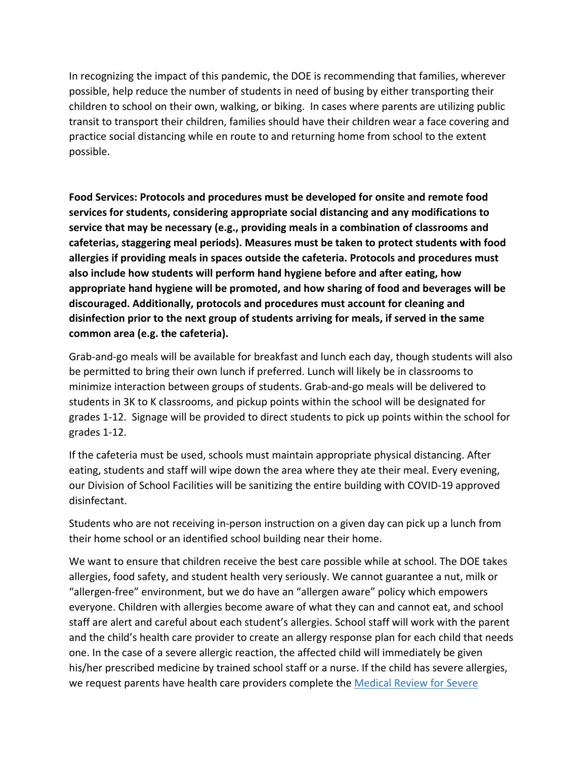In recognizing the impact of this pandemic, the DOE is recommending that families, wherever possible, help reduce the number of students in need of busing by either transporting their children to school on their own, walking, or biking. In cases where parents are utilizing public transit to transport their children, families should have their children wear a face covering and practice social distancing while en route to and returning home from school to the extent possible.

**Food Services: Protocols and procedures must be developed for onsite and remote food services for students, considering appropriate social distancing and any modifications to service that may be necessary (e.g., providing meals in a combination of classrooms and cafeterias, staggering meal periods). Measures must be taken to protect students with food allergies if providing meals in spaces outside the cafeteria. Protocols and procedures must also include how students will perform hand hygiene before and after eating, how appropriate hand hygiene will be promoted, and how sharing of food and beverages will be discouraged. Additionally, protocols and procedures must account for cleaning and disinfection prior to the next group of students arriving for meals, if served in the same common area (e.g. the cafeteria).**

Grab-and-go meals will be available for breakfast and lunch each day, though students will also be permitted to bring their own lunch if preferred. Lunch will likely be in classrooms to minimize interaction between groups of students. Grab-and-go meals will be delivered to students in 3K to K classrooms, and pickup points within the school will be designated for grades 1-12. Signage will be provided to direct students to pick up points within the school for grades 1-12.

If the cafeteria must be used, schools must maintain appropriate physical distancing. After eating, students and staff will wipe down the area where they ate their meal. Every evening, our Division of School Facilities will be sanitizing the entire building with COVID-19 approved disinfectant.

Students who are not receiving in-person instruction on a given day can pick up a lunch from their home school or an identified school building near their home.

We want to ensure that children receive the best care possible while at school. The DOE takes allergies, food safety, and student health very seriously. We cannot guarantee a nut, milk or "allergen-free" environment, but we do have an "allergen aware" policy which empowers everyone. Children with allergies become aware of what they can and cannot eat, and school staff are alert and careful about each student's allergies. School staff will work with the parent and the child's health care provider to create an allergy response plan for each child that needs one. In the case of a severe allergic reaction, the affected child will immediately be given his/her prescribed medicine by trained school staff or a nurse. If the child has severe allergies, we request parents have health care providers complete the [Medical Review for Severe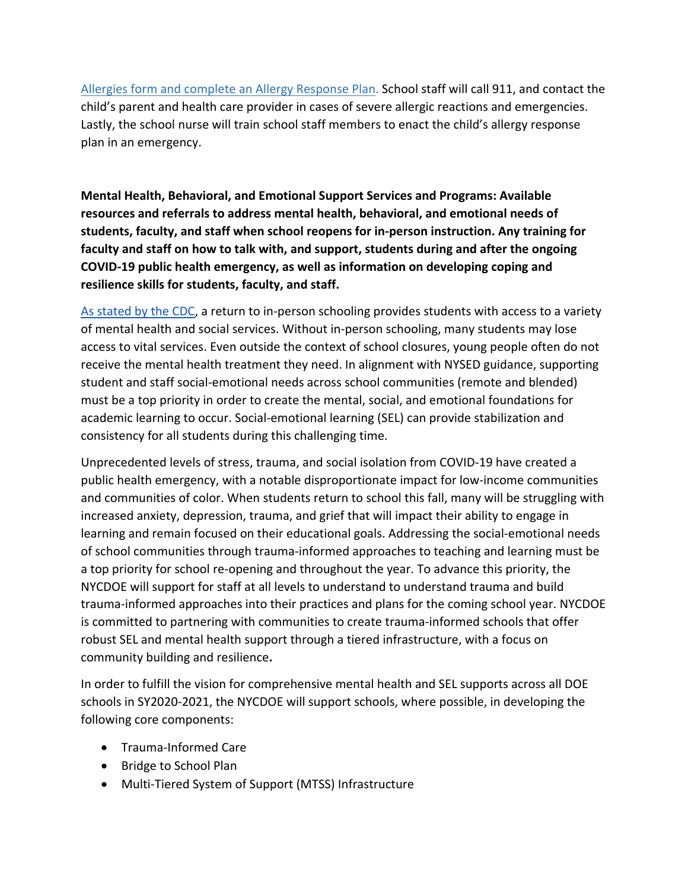[Allergies form and complete an Allergy Response Plan.](#) School staff will call 911, and contact the child's parent and health care provider in cases of severe allergic reactions and emergencies. Lastly, the school nurse will train school staff members to enact the child's allergy response plan in an emergency.

**Mental Health, Behavioral, and Emotional Support Services and Programs: Available resources and referrals to address mental health, behavioral, and emotional needs of students, faculty, and staff when school reopens for in-person instruction. Any training for faculty and staff on how to talk with, and support, students during and after the ongoing COVID-19 public health emergency, as well as information on developing coping and resilience skills for students, faculty, and staff.**

[As stated by the CDC](#), a return to in-person schooling provides students with access to a variety of mental health and social services. Without in-person schooling, many students may lose access to vital services. Even outside the context of school closures, young people often do not receive the mental health treatment they need. In alignment with NYSED guidance, supporting student and staff social-emotional needs across school communities (remote and blended) must be a top priority in order to create the mental, social, and emotional foundations for academic learning to occur. Social-emotional learning (SEL) can provide stabilization and consistency for all students during this challenging time.

Unprecedented levels of stress, trauma, and social isolation from COVID-19 have created a public health emergency, with a notable disproportionate impact for low-income communities and communities of color. When students return to school this fall, many will be struggling with increased anxiety, depression, trauma, and grief that will impact their ability to engage in learning and remain focused on their educational goals. Addressing the social-emotional needs of school communities through trauma-informed approaches to teaching and learning must be a top priority for school re-opening and throughout the year. To advance this priority, the NYCDOE will support for staff at all levels to understand to understand trauma and build trauma-informed approaches into their practices and plans for the coming school year. NYCDOE is committed to partnering with communities to create trauma-informed schools that offer robust SEL and mental health support through a tiered infrastructure, with a focus on community building and resilience**.**

In order to fulfill the vision for comprehensive mental health and SEL supports across all DOE schools in SY2020-2021, the NYCDOE will support schools, where possible, in developing the following core components:

- Trauma-Informed Care
- Bridge to School Plan
- Multi-Tiered System of Support (MTSS) Infrastructure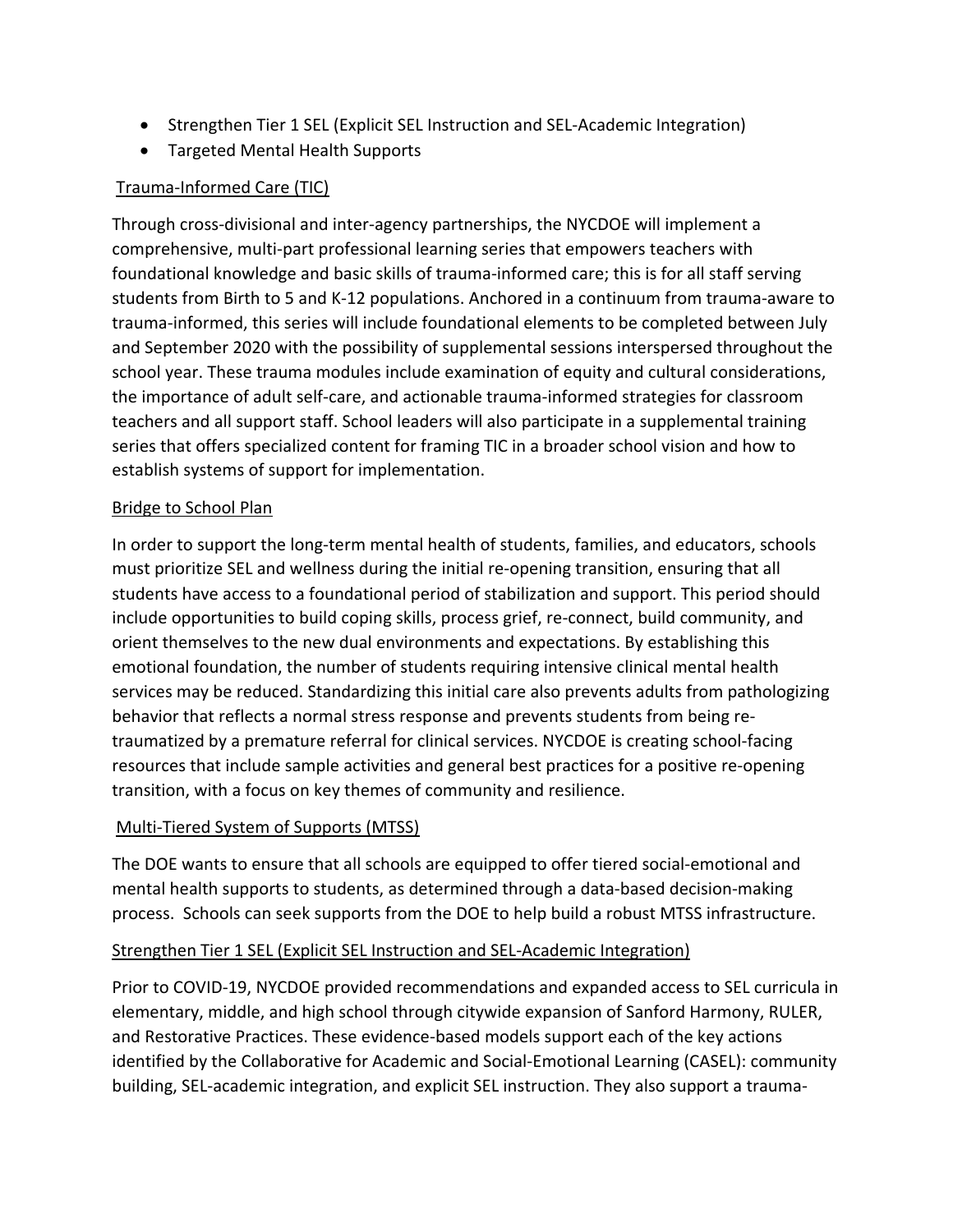- Strengthen Tier 1 SEL (Explicit SEL Instruction and SEL-Academic Integration)
- Targeted Mental Health Supports

Trauma-Informed Care (TIC)

Through cross-divisional and inter-agency partnerships, the NYCDOE will implement a comprehensive, multi-part professional learning series that empowers teachers with foundational knowledge and basic skills of trauma-informed care; this is for all staff serving students from Birth to 5 and K-12 populations. Anchored in a continuum from trauma-aware to trauma-informed, this series will include foundational elements to be completed between July and September 2020 with the possibility of supplemental sessions interspersed throughout the school year. These trauma modules include examination of equity and cultural considerations, the importance of adult self-care, and actionable trauma-informed strategies for classroom teachers and all support staff. School leaders will also participate in a supplemental training series that offers specialized content for framing TIC in a broader school vision and how to establish systems of support for implementation.

Bridge to School Plan

In order to support the long-term mental health of students, families, and educators, schools must prioritize SEL and wellness during the initial re-opening transition, ensuring that all students have access to a foundational period of stabilization and support. This period should include opportunities to build coping skills, process grief, re-connect, build community, and orient themselves to the new dual environments and expectations. By establishing this emotional foundation, the number of students requiring intensive clinical mental health services may be reduced. Standardizing this initial care also prevents adults from pathologizing behavior that reflects a normal stress response and prevents students from being re-traumatized by a premature referral for clinical services. NYCDOE is creating school-facing resources that include sample activities and general best practices for a positive re-opening transition, with a focus on key themes of community and resilience.

Multi-Tiered System of Supports (MTSS)

The DOE wants to ensure that all schools are equipped to offer tiered social-emotional and mental health supports to students, as determined through a data-based decision-making process. Schools can seek supports from the DOE to help build a robust MTSS infrastructure.

Strengthen Tier 1 SEL (Explicit SEL Instruction and SEL-Academic Integration)

Prior to COVID-19, NYCDOE provided recommendations and expanded access to SEL curricula in elementary, middle, and high school through citywide expansion of Sanford Harmony, RULER, and Restorative Practices. These evidence-based models support each of the key actions identified by the Collaborative for Academic and Social-Emotional Learning (CASEL): community building, SEL-academic integration, and explicit SEL instruction. They also support a trauma-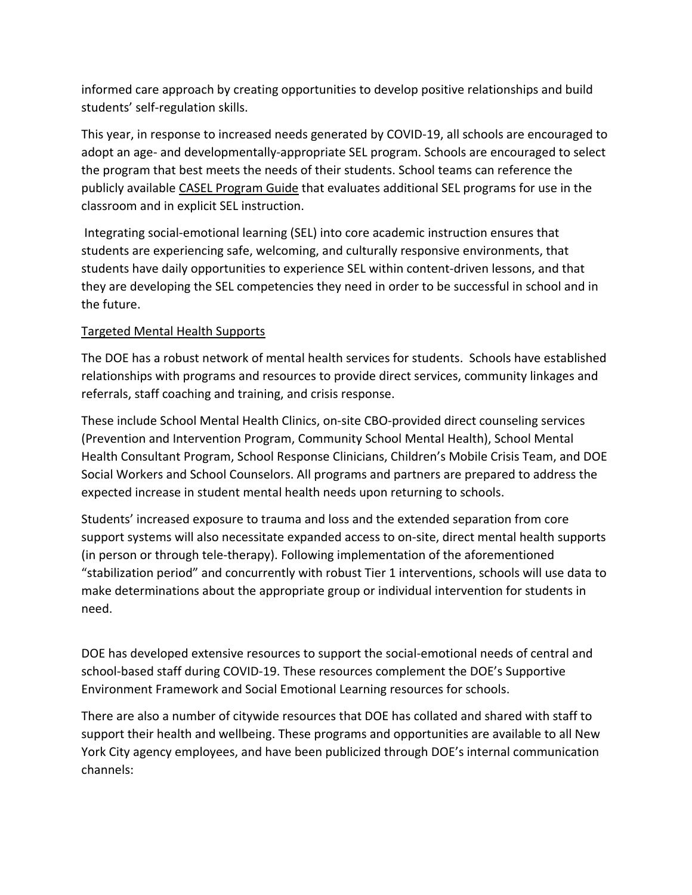informed care approach by creating opportunities to develop positive relationships and build students' self-regulation skills.

This year, in response to increased needs generated by COVID-19, all schools are encouraged to adopt an age- and developmentally-appropriate SEL program. Schools are encouraged to select the program that best meets the needs of their students. School teams can reference the publicly available CASEL Program Guide that evaluates additional SEL programs for use in the classroom and in explicit SEL instruction.

Integrating social-emotional learning (SEL) into core academic instruction ensures that students are experiencing safe, welcoming, and culturally responsive environments, that students have daily opportunities to experience SEL within content-driven lessons, and that they are developing the SEL competencies they need in order to be successful in school and in the future.

Targeted Mental Health Supports

The DOE has a robust network of mental health services for students. Schools have established relationships with programs and resources to provide direct services, community linkages and referrals, staff coaching and training, and crisis response.

These include School Mental Health Clinics, on-site CBO-provided direct counseling services (Prevention and Intervention Program, Community School Mental Health), School Mental Health Consultant Program, School Response Clinicians, Children's Mobile Crisis Team, and DOE Social Workers and School Counselors. All programs and partners are prepared to address the expected increase in student mental health needs upon returning to schools.

Students' increased exposure to trauma and loss and the extended separation from core support systems will also necessitate expanded access to on-site, direct mental health supports (in person or through tele-therapy). Following implementation of the aforementioned "stabilization period" and concurrently with robust Tier 1 interventions, schools will use data to make determinations about the appropriate group or individual intervention for students in need.

DOE has developed extensive resources to support the social-emotional needs of central and school-based staff during COVID-19. These resources complement the DOE's Supportive Environment Framework and Social Emotional Learning resources for schools.

There are also a number of citywide resources that DOE has collated and shared with staff to support their health and wellbeing. These programs and opportunities are available to all New York City agency employees, and have been publicized through DOE's internal communication channels: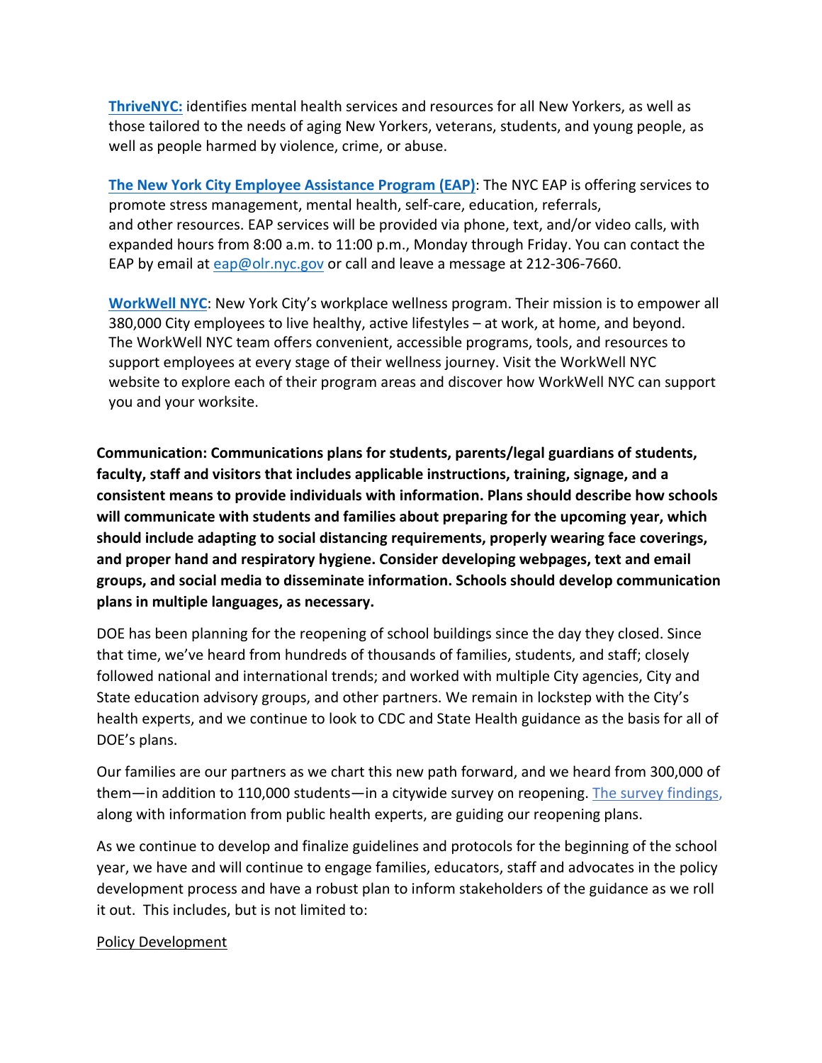**ThriveNYC:** identifies mental health services and resources for all New Yorkers, as well as those tailored to the needs of aging New Yorkers, veterans, students, and young people, as well as people harmed by violence, crime, or abuse.

**The New York City Employee Assistance Program (EAP)**: The NYC EAP is offering services to promote stress management, mental health, self-care, education, referrals, and other resources. EAP services will be provided via phone, text, and/or video calls, with expanded hours from 8:00 a.m. to 11:00 p.m., Monday through Friday. You can contact the EAP by email at eap@olr.nyc.gov or call and leave a message at 212-306-7660.

**WorkWell NYC**: New York City's workplace wellness program. Their mission is to empower all 380,000 City employees to live healthy, active lifestyles – at work, at home, and beyond. The WorkWell NYC team offers convenient, accessible programs, tools, and resources to support employees at every stage of their wellness journey. Visit the WorkWell NYC website to explore each of their program areas and discover how WorkWell NYC can support you and your worksite.

**Communication: Communications plans for students, parents/legal guardians of students, faculty, staff and visitors that includes applicable instructions, training, signage, and a consistent means to provide individuals with information. Plans should describe how schools will communicate with students and families about preparing for the upcoming year, which should include adapting to social distancing requirements, properly wearing face coverings, and proper hand and respiratory hygiene. Consider developing webpages, text and email groups, and social media to disseminate information. Schools should develop communication plans in multiple languages, as necessary.**

DOE has been planning for the reopening of school buildings since the day they closed. Since that time, we've heard from hundreds of thousands of families, students, and staff; closely followed national and international trends; and worked with multiple City agencies, City and State education advisory groups, and other partners. We remain in lockstep with the City's health experts, and we continue to look to CDC and State Health guidance as the basis for all of DOE's plans.

Our families are our partners as we chart this new path forward, and we heard from 300,000 of them—in addition to 110,000 students—in a citywide survey on reopening. The survey findings, along with information from public health experts, are guiding our reopening plans.

As we continue to develop and finalize guidelines and protocols for the beginning of the school year, we have and will continue to engage families, educators, staff and advocates in the policy development process and have a robust plan to inform stakeholders of the guidance as we roll it out. This includes, but is not limited to:

Policy Development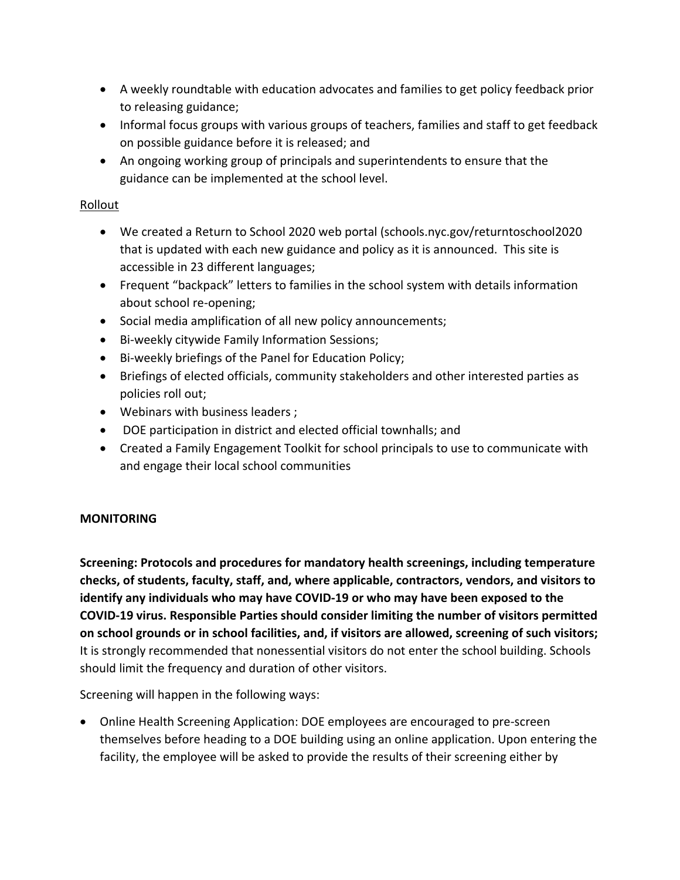- A weekly roundtable with education advocates and families to get policy feedback prior to releasing guidance;
- Informal focus groups with various groups of teachers, families and staff to get feedback on possible guidance before it is released; and
- An ongoing working group of principals and superintendents to ensure that the guidance can be implemented at the school level.

Rollout

- We created a Return to School 2020 web portal (schools.nyc.gov/returntoschool2020 that is updated with each new guidance and policy as it is announced. This site is accessible in 23 different languages;
- Frequent "backpack" letters to families in the school system with details information about school re-opening;
- Social media amplification of all new policy announcements;
- Bi-weekly citywide Family Information Sessions;
- Bi-weekly briefings of the Panel for Education Policy;
- Briefings of elected officials, community stakeholders and other interested parties as policies roll out;
- Webinars with business leaders ;
- DOE participation in district and elected official townhalls; and
- Created a Family Engagement Toolkit for school principals to use to communicate with and engage their local school communities

**MONITORING**

**Screening: Protocols and procedures for mandatory health screenings, including temperature checks, of students, faculty, staff, and, where applicable, contractors, vendors, and visitors to identify any individuals who may have COVID-19 or who may have been exposed to the COVID-19 virus. Responsible Parties should consider limiting the number of visitors permitted on school grounds or in school facilities, and, if visitors are allowed, screening of such visitors;** It is strongly recommended that nonessential visitors do not enter the school building. Schools should limit the frequency and duration of other visitors.

Screening will happen in the following ways:

- Online Health Screening Application: DOE employees are encouraged to pre-screen themselves before heading to a DOE building using an online application. Upon entering the facility, the employee will be asked to provide the results of their screening either by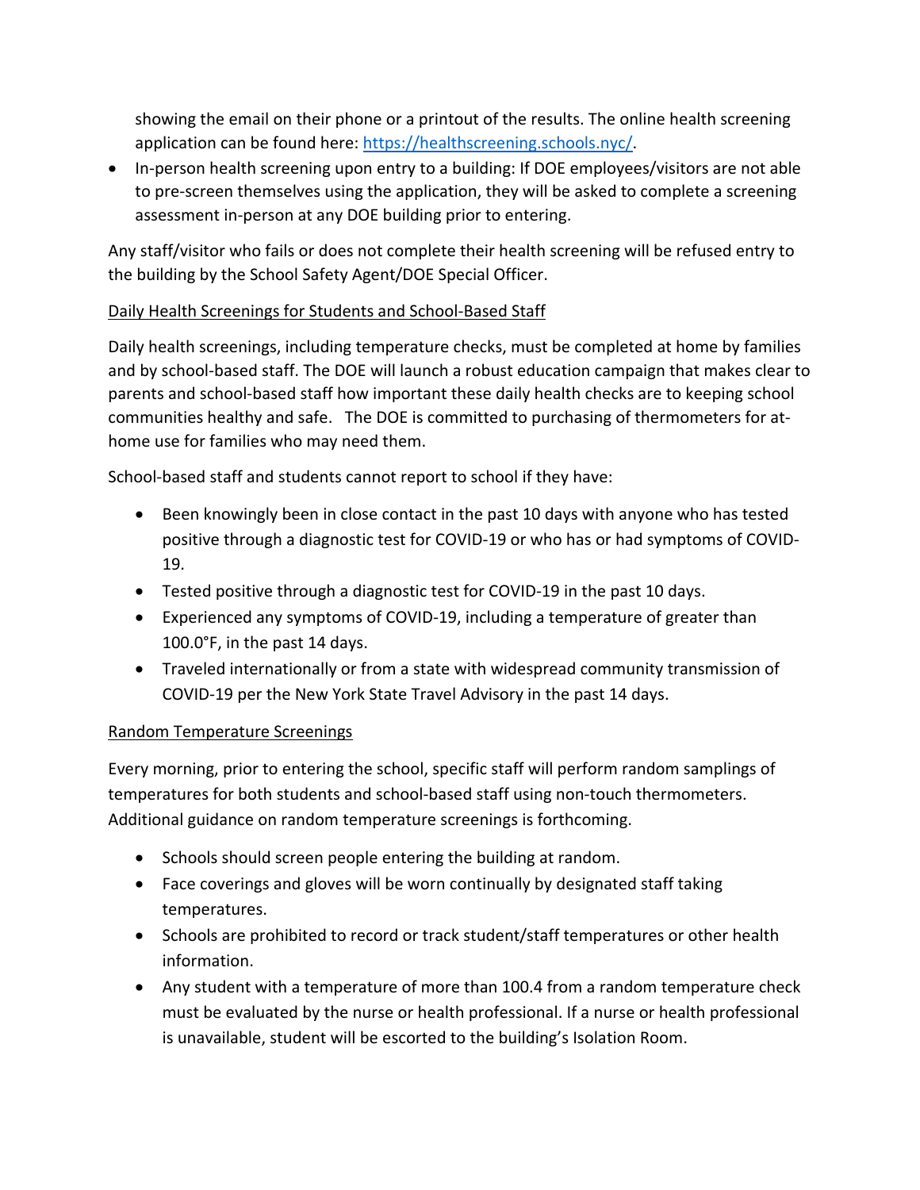showing the email on their phone or a printout of the results. The online health screening application can be found here: [https://healthscreening.schools.nyc/](https://healthscreening.schools.nyc/).

- In-person health screening upon entry to a building: If DOE employees/visitors are not able to pre-screen themselves using the application, they will be asked to complete a screening assessment in-person at any DOE building prior to entering.

Any staff/visitor who fails or does not complete their health screening will be refused entry to the building by the School Safety Agent/DOE Special Officer.

<u>Daily Health Screenings for Students and School-Based Staff</u>

Daily health screenings, including temperature checks, must be completed at home by families and by school-based staff. The DOE will launch a robust education campaign that makes clear to parents and school-based staff how important these daily health checks are to keeping school communities healthy and safe. The DOE is committed to purchasing of thermometers for at-home use for families who may need them.

School-based staff and students cannot report to school if they have:

- Been knowingly been in close contact in the past 10 days with anyone who has tested positive through a diagnostic test for COVID-19 or who has or had symptoms of COVID-19.
- Tested positive through a diagnostic test for COVID-19 in the past 10 days.
- Experienced any symptoms of COVID-19, including a temperature of greater than 100.0°F, in the past 14 days.
- Traveled internationally or from a state with widespread community transmission of COVID-19 per the New York State Travel Advisory in the past 14 days.

<u>Random Temperature Screenings</u>

Every morning, prior to entering the school, specific staff will perform random samplings of temperatures for both students and school-based staff using non-touch thermometers. Additional guidance on random temperature screenings is forthcoming.

- Schools should screen people entering the building at random.
- Face coverings and gloves will be worn continually by designated staff taking temperatures.
- Schools are prohibited to record or track student/staff temperatures or other health information.
- Any student with a temperature of more than 100.4 from a random temperature check must be evaluated by the nurse or health professional. If a nurse or health professional is unavailable, student will be escorted to the building's Isolation Room.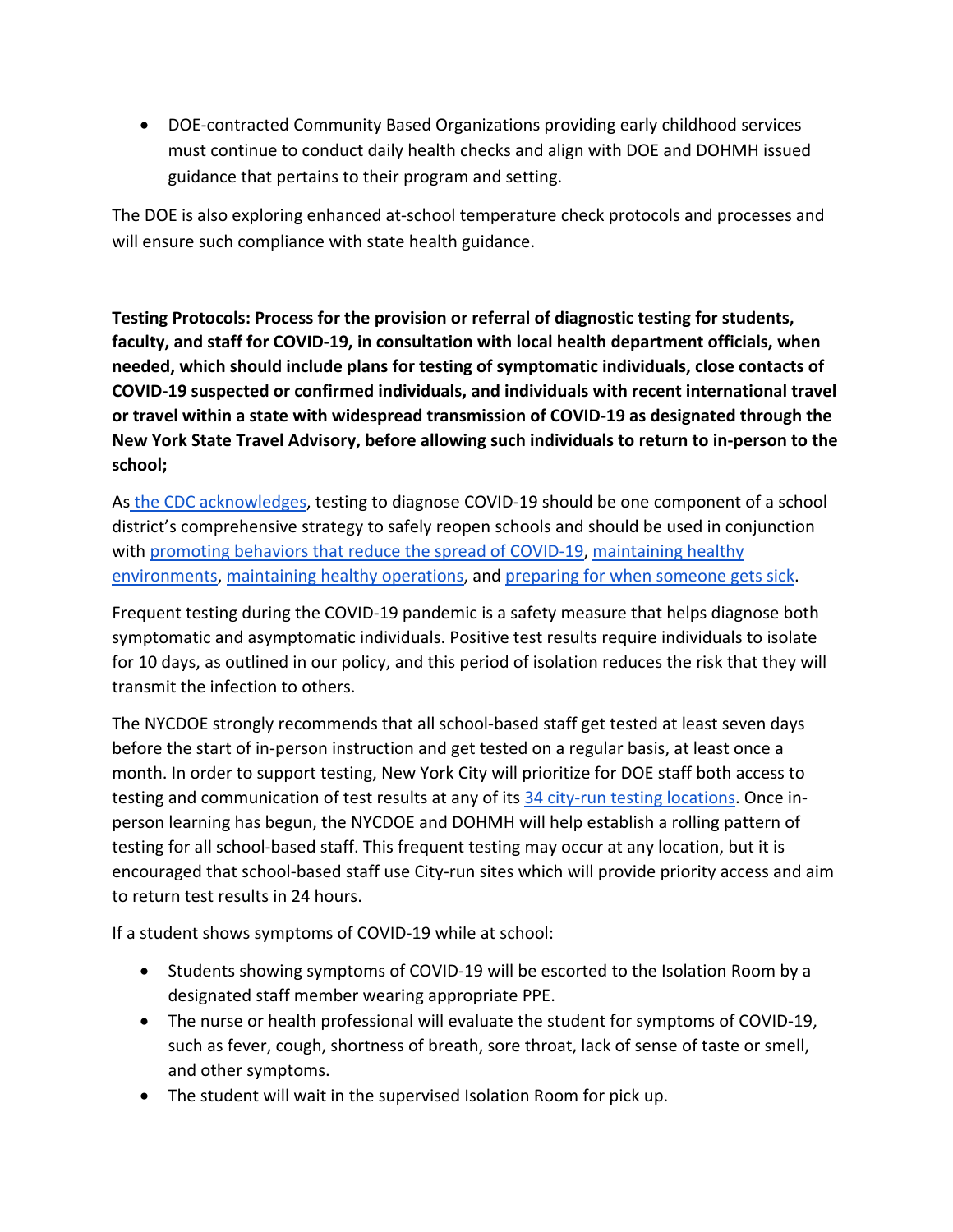- DOE-contracted Community Based Organizations providing early childhood services must continue to conduct daily health checks and align with DOE and DOHMH issued guidance that pertains to their program and setting.

The DOE is also exploring enhanced at-school temperature check protocols and processes and will ensure such compliance with state health guidance.

**Testing Protocols: Process for the provision or referral of diagnostic testing for students, faculty, and staff for COVID-19, in consultation with local health department officials, when needed, which should include plans for testing of symptomatic individuals, close contacts of COVID-19 suspected or confirmed individuals, and individuals with recent international travel or travel within a state with widespread transmission of COVID-19 as designated through the New York State Travel Advisory, before allowing such individuals to return to in-person to the school;**

As [the CDC acknowledges](), testing to diagnose COVID-19 should be one component of a school district's comprehensive strategy to safely reopen schools and should be used in conjunction with [promoting behaviors that reduce the spread of COVID-19](), [maintaining healthy environments](), [maintaining healthy operations](), and [preparing for when someone gets sick]().

Frequent testing during the COVID-19 pandemic is a safety measure that helps diagnose both symptomatic and asymptomatic individuals. Positive test results require individuals to isolate for 10 days, as outlined in our policy, and this period of isolation reduces the risk that they will transmit the infection to others.

The NYCDOE strongly recommends that all school-based staff get tested at least seven days before the start of in-person instruction and get tested on a regular basis, at least once a month. In order to support testing, New York City will prioritize for DOE staff both access to testing and communication of test results at any of its [34 city-run testing locations](). Once in-person learning has begun, the NYCDOE and DOHMH will help establish a rolling pattern of testing for all school-based staff. This frequent testing may occur at any location, but it is encouraged that school-based staff use City-run sites which will provide priority access and aim to return test results in 24 hours.

If a student shows symptoms of COVID-19 while at school:

- Students showing symptoms of COVID-19 will be escorted to the Isolation Room by a designated staff member wearing appropriate PPE.
- The nurse or health professional will evaluate the student for symptoms of COVID-19, such as fever, cough, shortness of breath, sore throat, lack of sense of taste or smell, and other symptoms.
- The student will wait in the supervised Isolation Room for pick up.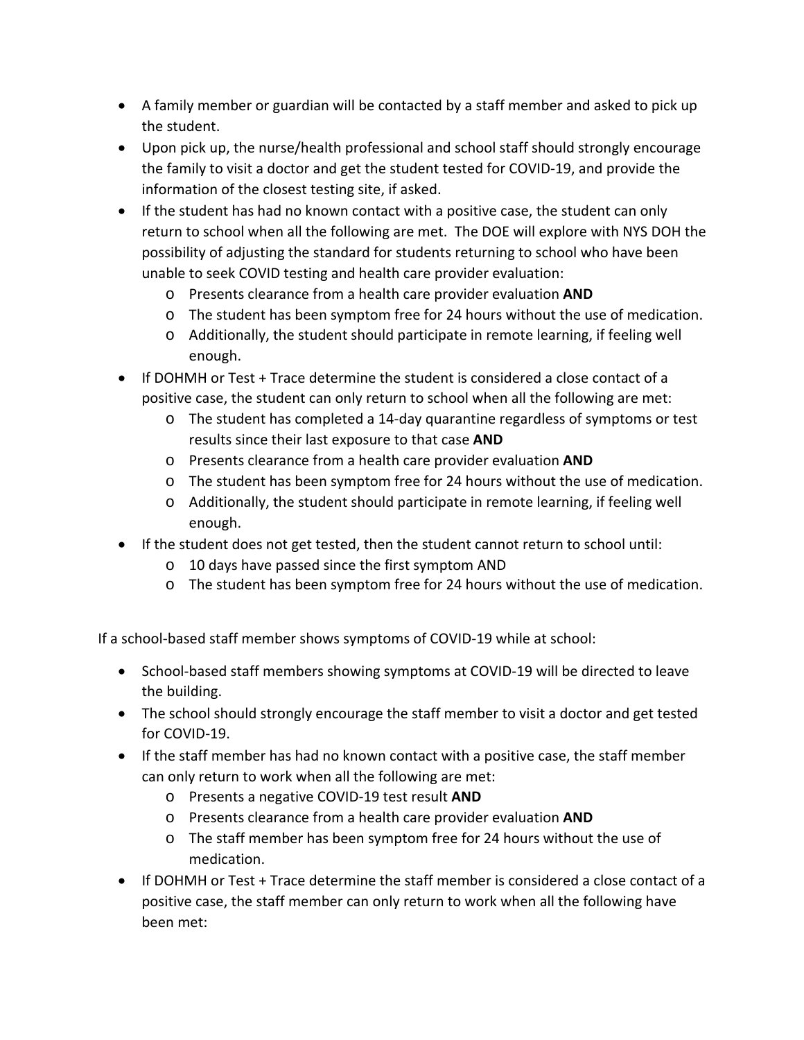- A family member or guardian will be contacted by a staff member and asked to pick up the student.
- Upon pick up, the nurse/health professional and school staff should strongly encourage the family to visit a doctor and get the student tested for COVID-19, and provide the information of the closest testing site, if asked.
- If the student has had no known contact with a positive case, the student can only return to school when all the following are met. The DOE will explore with NYS DOH the possibility of adjusting the standard for students returning to school who have been unable to seek COVID testing and health care provider evaluation:
  - Presents clearance from a health care provider evaluation **AND**
  - The student has been symptom free for 24 hours without the use of medication.
  - Additionally, the student should participate in remote learning, if feeling well enough.
- If DOHMH or Test + Trace determine the student is considered a close contact of a positive case, the student can only return to school when all the following are met:
  - The student has completed a 14-day quarantine regardless of symptoms or test results since their last exposure to that case **AND**
  - Presents clearance from a health care provider evaluation **AND**
  - The student has been symptom free for 24 hours without the use of medication.
  - Additionally, the student should participate in remote learning, if feeling well enough.
- If the student does not get tested, then the student cannot return to school until:
  - 10 days have passed since the first symptom AND
  - The student has been symptom free for 24 hours without the use of medication.

If a school-based staff member shows symptoms of COVID-19 while at school:

- School-based staff members showing symptoms at COVID-19 will be directed to leave the building.
- The school should strongly encourage the staff member to visit a doctor and get tested for COVID-19.
- If the staff member has had no known contact with a positive case, the staff member can only return to work when all the following are met:
  - Presents a negative COVID-19 test result **AND**
  - Presents clearance from a health care provider evaluation **AND**
  - The staff member has been symptom free for 24 hours without the use of medication.
- If DOHMH or Test + Trace determine the staff member is considered a close contact of a positive case, the staff member can only return to work when all the following have been met: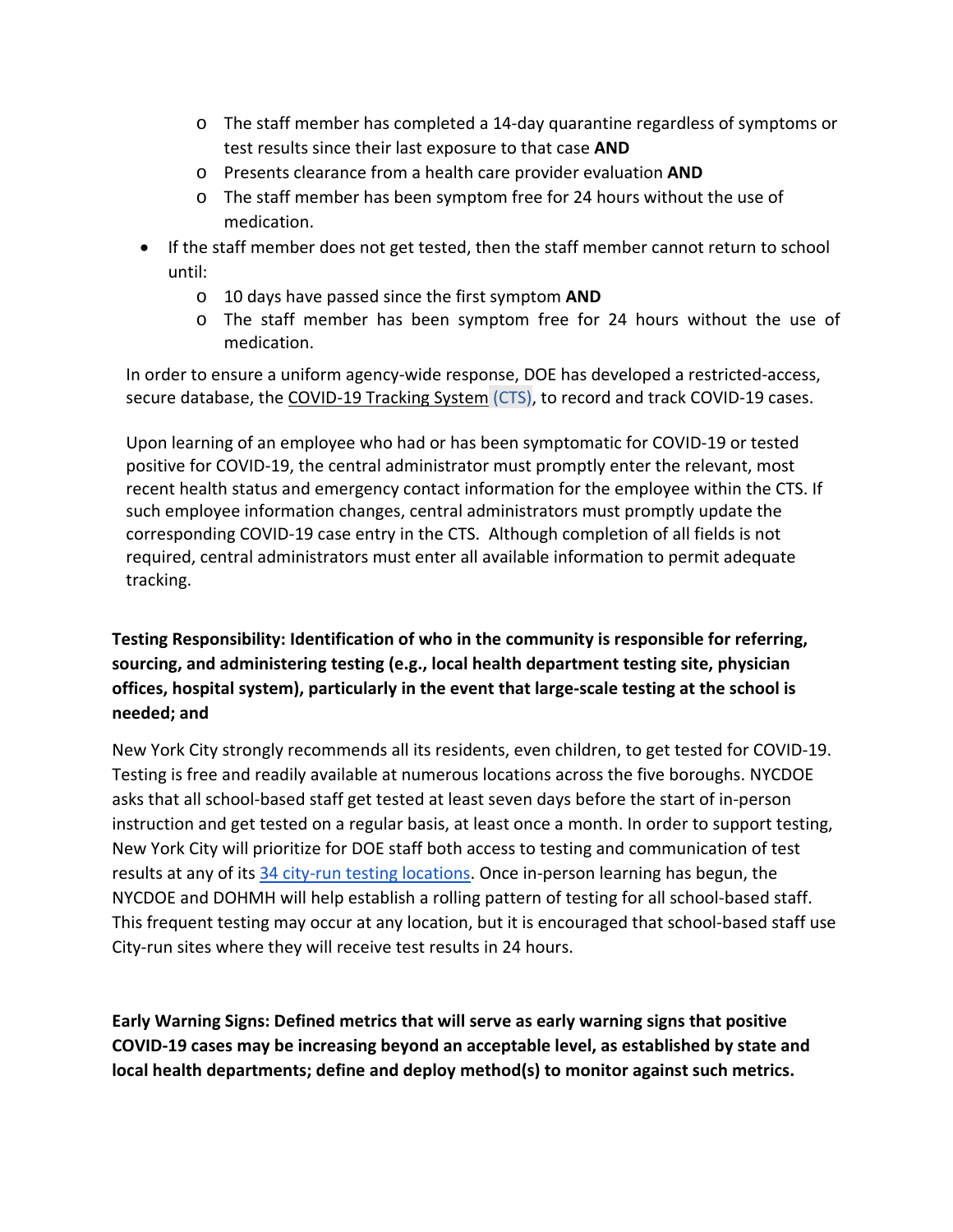- The staff member has completed a 14-day quarantine regardless of symptoms or test results since their last exposure to that case **AND**
    - Presents clearance from a health care provider evaluation **AND**
    - The staff member has been symptom free for 24 hours without the use of medication.
- If the staff member does not get tested, then the staff member cannot return to school until:
    - 10 days have passed since the first symptom **AND**
    - The staff member has been symptom free for 24 hours without the use of medication.

In order to ensure a uniform agency-wide response, DOE has developed a restricted-access, secure database, the COVID-19 Tracking System (CTS), to record and track COVID-19 cases.

Upon learning of an employee who had or has been symptomatic for COVID-19 or tested positive for COVID-19, the central administrator must promptly enter the relevant, most recent health status and emergency contact information for the employee within the CTS. If such employee information changes, central administrators must promptly update the corresponding COVID-19 case entry in the CTS. Although completion of all fields is not required, central administrators must enter all available information to permit adequate tracking.

**Testing Responsibility: Identification of who in the community is responsible for referring, sourcing, and administering testing (e.g., local health department testing site, physician offices, hospital system), particularly in the event that large-scale testing at the school is needed; and**

New York City strongly recommends all its residents, even children, to get tested for COVID-19. Testing is free and readily available at numerous locations across the five boroughs. NYCDOE asks that all school-based staff get tested at least seven days before the start of in-person instruction and get tested on a regular basis, at least once a month. In order to support testing, New York City will prioritize for DOE staff both access to testing and communication of test results at any of its 34 city-run testing locations. Once in-person learning has begun, the NYCDOE and DOHMH will help establish a rolling pattern of testing for all school-based staff. This frequent testing may occur at any location, but it is encouraged that school-based staff use City-run sites where they will receive test results in 24 hours.

**Early Warning Signs: Defined metrics that will serve as early warning signs that positive COVID-19 cases may be increasing beyond an acceptable level, as established by state and local health departments; define and deploy method(s) to monitor against such metrics.**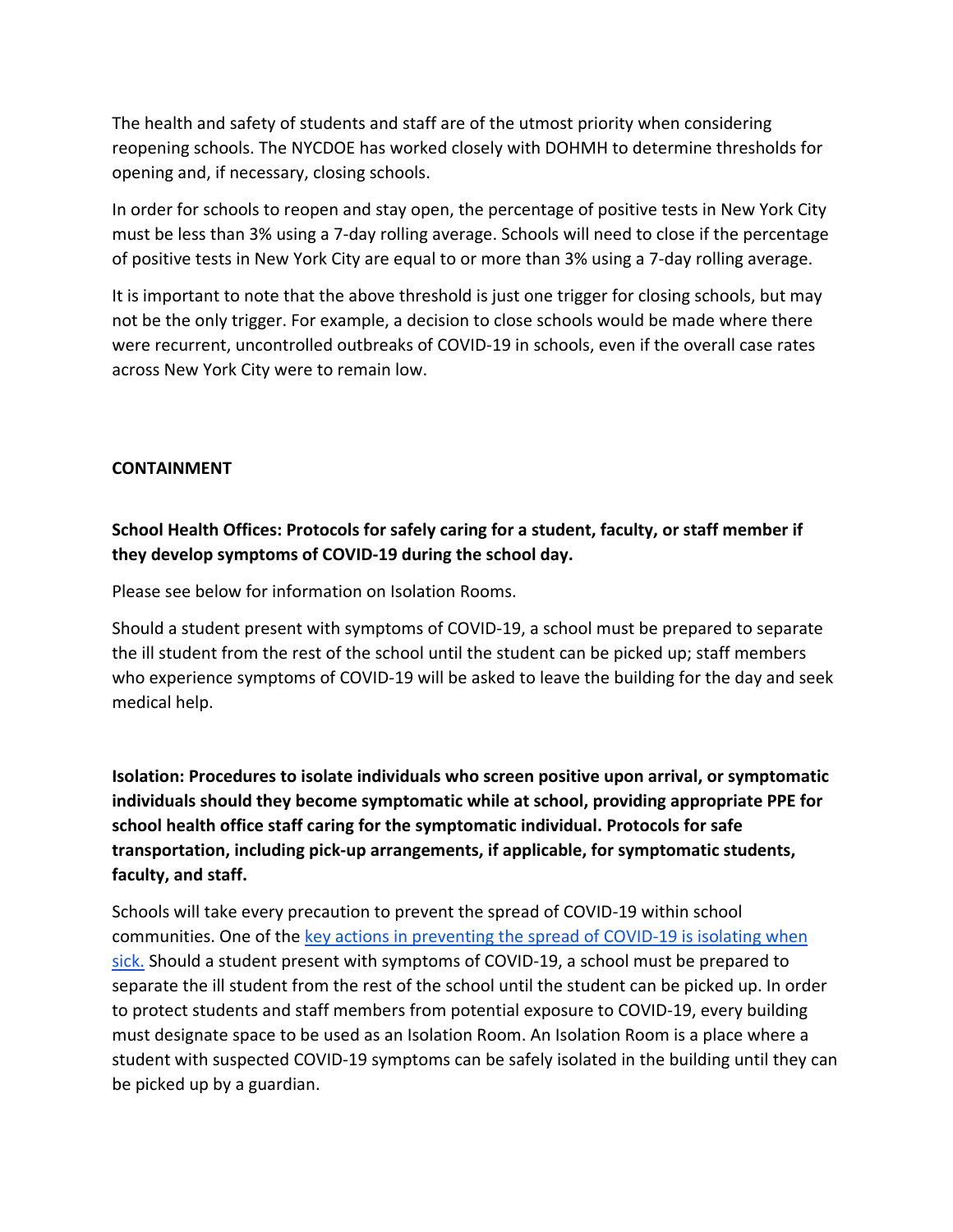The health and safety of students and staff are of the utmost priority when considering reopening schools. The NYCDOE has worked closely with DOHMH to determine thresholds for opening and, if necessary, closing schools.

In order for schools to reopen and stay open, the percentage of positive tests in New York City must be less than 3% using a 7-day rolling average. Schools will need to close if the percentage of positive tests in New York City are equal to or more than 3% using a 7-day rolling average.

It is important to note that the above threshold is just one trigger for closing schools, but may not be the only trigger. For example, a decision to close schools would be made where there were recurrent, uncontrolled outbreaks of COVID-19 in schools, even if the overall case rates across New York City were to remain low.

**CONTAINMENT**

**School Health Offices: Protocols for safely caring for a student, faculty, or staff member if they develop symptoms of COVID-19 during the school day.**

Please see below for information on Isolation Rooms.

Should a student present with symptoms of COVID-19, a school must be prepared to separate the ill student from the rest of the school until the student can be picked up; staff members who experience symptoms of COVID-19 will be asked to leave the building for the day and seek medical help.

**Isolation: Procedures to isolate individuals who screen positive upon arrival, or symptomatic individuals should they become symptomatic while at school, providing appropriate PPE for school health office staff caring for the symptomatic individual. Protocols for safe transportation, including pick-up arrangements, if applicable, for symptomatic students, faculty, and staff.**

Schools will take every precaution to prevent the spread of COVID-19 within school communities. One of the key actions in preventing the spread of COVID-19 is isolating when sick. Should a student present with symptoms of COVID-19, a school must be prepared to separate the ill student from the rest of the school until the student can be picked up. In order to protect students and staff members from potential exposure to COVID-19, every building must designate space to be used as an Isolation Room. An Isolation Room is a place where a student with suspected COVID-19 symptoms can be safely isolated in the building until they can be picked up by a guardian.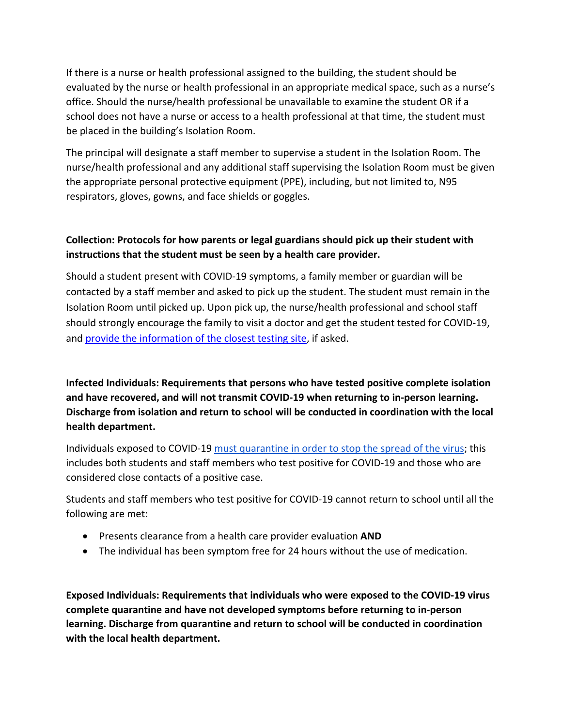If there is a nurse or health professional assigned to the building, the student should be evaluated by the nurse or health professional in an appropriate medical space, such as a nurse's office. Should the nurse/health professional be unavailable to examine the student OR if a school does not have a nurse or access to a health professional at that time, the student must be placed in the building's Isolation Room.

The principal will designate a staff member to supervise a student in the Isolation Room. The nurse/health professional and any additional staff supervising the Isolation Room must be given the appropriate personal protective equipment (PPE), including, but not limited to, N95 respirators, gloves, gowns, and face shields or goggles.

**Collection: Protocols for how parents or legal guardians should pick up their student with instructions that the student must be seen by a health care provider.**

Should a student present with COVID-19 symptoms, a family member or guardian will be contacted by a staff member and asked to pick up the student. The student must remain in the Isolation Room until picked up. Upon pick up, the nurse/health professional and school staff should strongly encourage the family to visit a doctor and get the student tested for COVID-19, and provide the information of the closest testing site, if asked.

**Infected Individuals: Requirements that persons who have tested positive complete isolation and have recovered, and will not transmit COVID-19 when returning to in-person learning. Discharge from isolation and return to school will be conducted in coordination with the local health department.**

Individuals exposed to COVID-19 must quarantine in order to stop the spread of the virus; this includes both students and staff members who test positive for COVID-19 and those who are considered close contacts of a positive case.

Students and staff members who test positive for COVID-19 cannot return to school until all the following are met:

- Presents clearance from a health care provider evaluation **AND**
- The individual has been symptom free for 24 hours without the use of medication.

**Exposed Individuals: Requirements that individuals who were exposed to the COVID-19 virus complete quarantine and have not developed symptoms before returning to in-person learning. Discharge from quarantine and return to school will be conducted in coordination with the local health department.**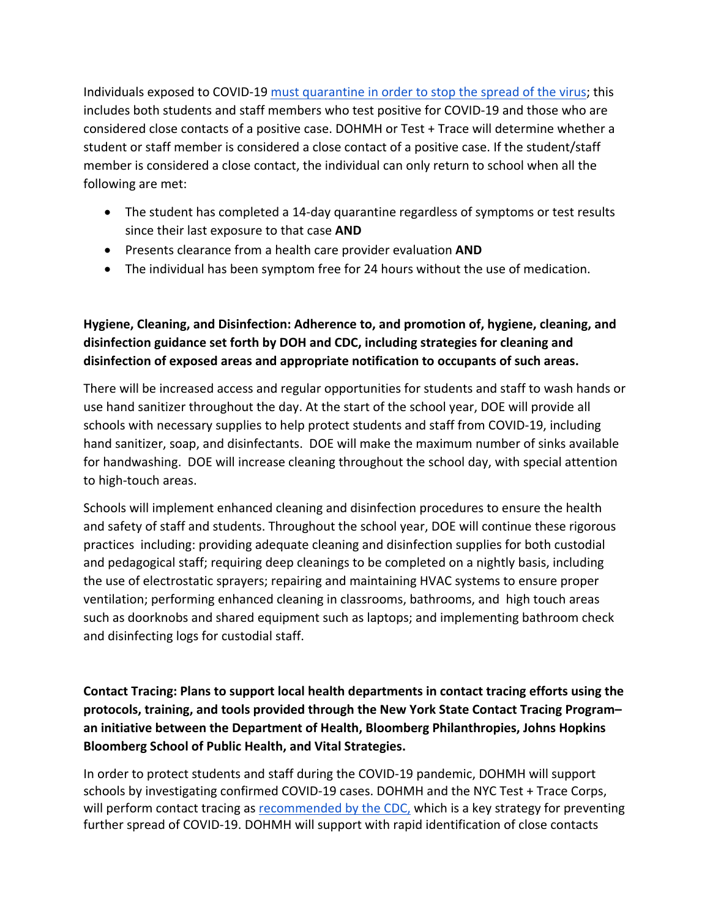Individuals exposed to COVID-19 [must quarantine in order to stop the spread of the virus](); this includes both students and staff members who test positive for COVID-19 and those who are considered close contacts of a positive case. DOHMH or Test + Trace will determine whether a student or staff member is considered a close contact of a positive case. If the student/staff member is considered a close contact, the individual can only return to school when all the following are met:

- The student has completed a 14-day quarantine regardless of symptoms or test results since their last exposure to that case **AND**
- Presents clearance from a health care provider evaluation **AND**
- The individual has been symptom free for 24 hours without the use of medication.

**Hygiene, Cleaning, and Disinfection: Adherence to, and promotion of, hygiene, cleaning, and disinfection guidance set forth by DOH and CDC, including strategies for cleaning and disinfection of exposed areas and appropriate notification to occupants of such areas.**

There will be increased access and regular opportunities for students and staff to wash hands or use hand sanitizer throughout the day. At the start of the school year, DOE will provide all schools with necessary supplies to help protect students and staff from COVID-19, including hand sanitizer, soap, and disinfectants. DOE will make the maximum number of sinks available for handwashing. DOE will increase cleaning throughout the school day, with special attention to high-touch areas.

Schools will implement enhanced cleaning and disinfection procedures to ensure the health and safety of staff and students. Throughout the school year, DOE will continue these rigorous practices including: providing adequate cleaning and disinfection supplies for both custodial and pedagogical staff; requiring deep cleanings to be completed on a nightly basis, including the use of electrostatic sprayers; repairing and maintaining HVAC systems to ensure proper ventilation; performing enhanced cleaning in classrooms, bathrooms, and high touch areas such as doorknobs and shared equipment such as laptops; and implementing bathroom check and disinfecting logs for custodial staff.

**Contact Tracing: Plans to support local health departments in contact tracing efforts using the protocols, training, and tools provided through the New York State Contact Tracing Program– an initiative between the Department of Health, Bloomberg Philanthropies, Johns Hopkins Bloomberg School of Public Health, and Vital Strategies.**

In order to protect students and staff during the COVID-19 pandemic, DOHMH will support schools by investigating confirmed COVID-19 cases. DOHMH and the NYC Test + Trace Corps, will perform contact tracing as [recommended by the CDC,]() which is a key strategy for preventing further spread of COVID-19. DOHMH will support with rapid identification of close contacts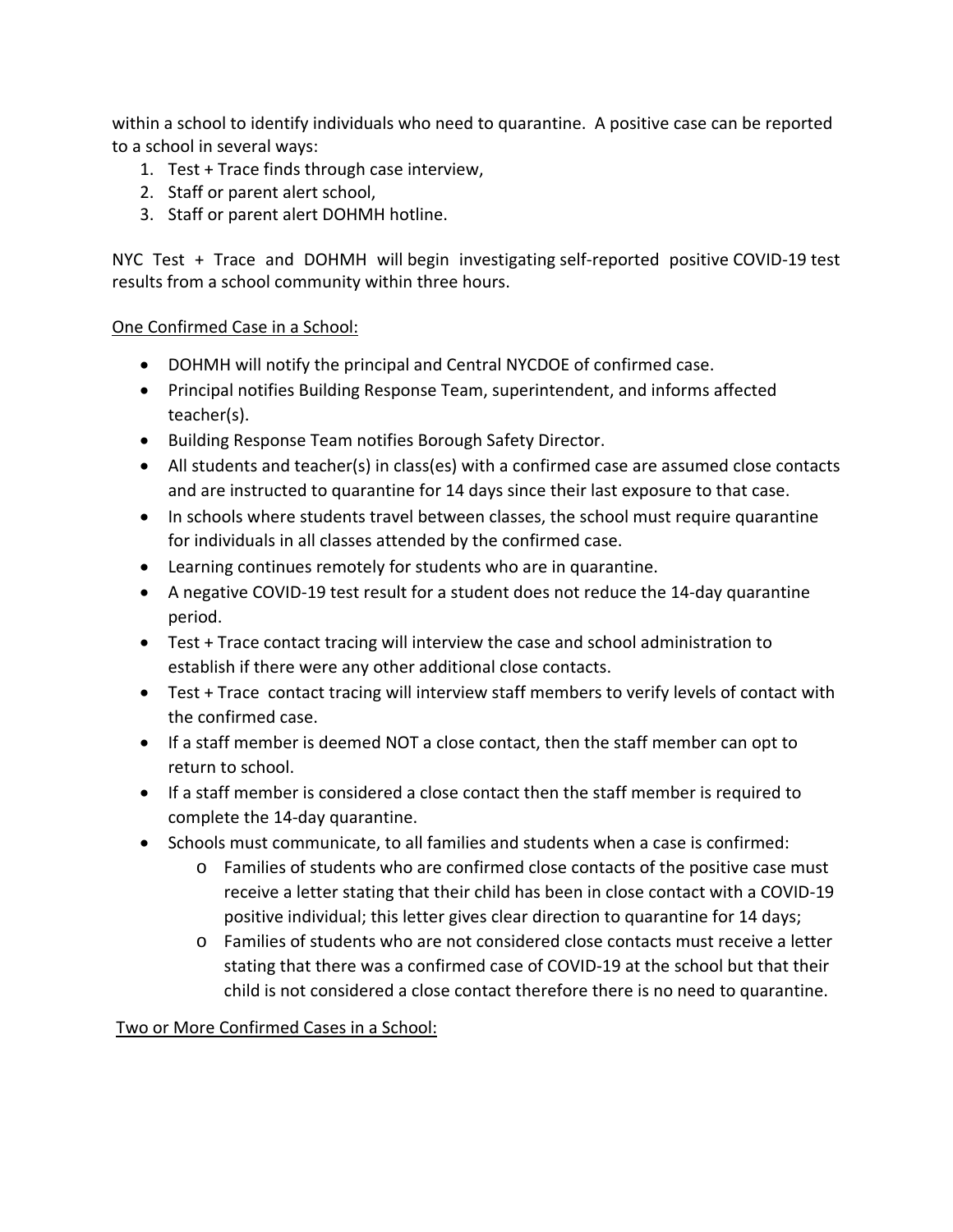within a school to identify individuals who need to quarantine. A positive case can be reported to a school in several ways:

1. Test + Trace finds through case interview,
2. Staff or parent alert school,
3. Staff or parent alert DOHMH hotline.

NYC Test + Trace and DOHMH will begin investigating self-reported positive COVID-19 test results from a school community within three hours.

<u>One Confirmed Case in a School:</u>

- DOHMH will notify the principal and Central NYCDOE of confirmed case.
- Principal notifies Building Response Team, superintendent, and informs affected teacher(s).
- Building Response Team notifies Borough Safety Director.
- All students and teacher(s) in class(es) with a confirmed case are assumed close contacts and are instructed to quarantine for 14 days since their last exposure to that case.
- In schools where students travel between classes, the school must require quarantine for individuals in all classes attended by the confirmed case.
- Learning continues remotely for students who are in quarantine.
- A negative COVID-19 test result for a student does not reduce the 14-day quarantine period.
- Test + Trace contact tracing will interview the case and school administration to establish if there were any other additional close contacts.
- Test + Trace contact tracing will interview staff members to verify levels of contact with the confirmed case.
- If a staff member is deemed NOT a close contact, then the staff member can opt to return to school.
- If a staff member is considered a close contact then the staff member is required to complete the 14-day quarantine.
- Schools must communicate, to all families and students when a case is confirmed:
    - Families of students who are confirmed close contacts of the positive case must receive a letter stating that their child has been in close contact with a COVID-19 positive individual; this letter gives clear direction to quarantine for 14 days;
    - Families of students who are not considered close contacts must receive a letter stating that there was a confirmed case of COVID-19 at the school but that their child is not considered a close contact therefore there is no need to quarantine.

<u>Two or More Confirmed Cases in a School:</u>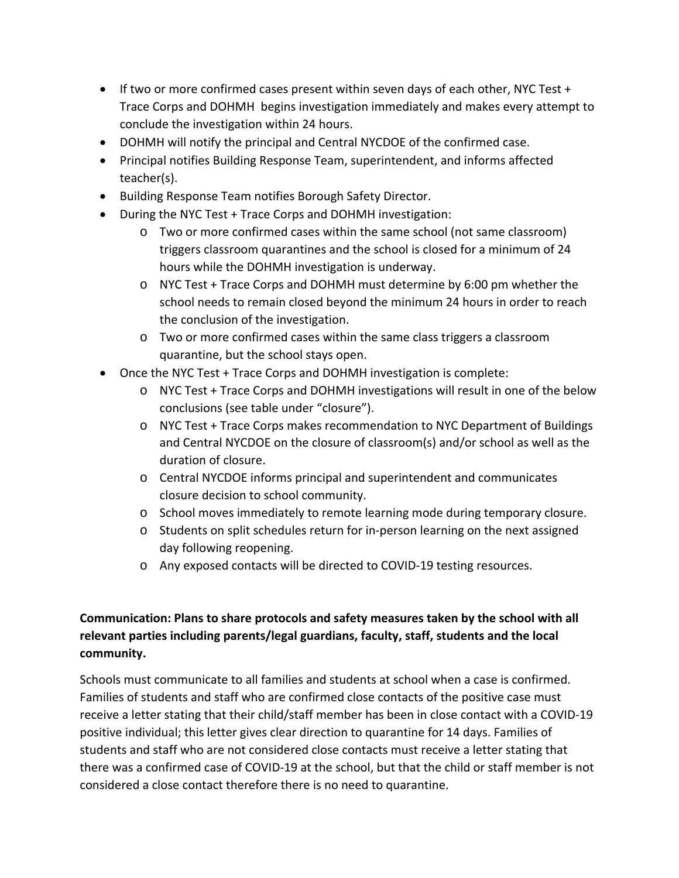- If two or more confirmed cases present within seven days of each other, NYC Test + Trace Corps and DOHMH begins investigation immediately and makes every attempt to conclude the investigation within 24 hours.
- DOHMH will notify the principal and Central NYCDOE of the confirmed case.
- Principal notifies Building Response Team, superintendent, and informs affected teacher(s).
- Building Response Team notifies Borough Safety Director.
- During the NYC Test + Trace Corps and DOHMH investigation:
  - Two or more confirmed cases within the same school (not same classroom) triggers classroom quarantines and the school is closed for a minimum of 24 hours while the DOHMH investigation is underway.
  - NYC Test + Trace Corps and DOHMH must determine by 6:00 pm whether the school needs to remain closed beyond the minimum 24 hours in order to reach the conclusion of the investigation.
  - Two or more confirmed cases within the same class triggers a classroom quarantine, but the school stays open.
- Once the NYC Test + Trace Corps and DOHMH investigation is complete:
  - NYC Test + Trace Corps and DOHMH investigations will result in one of the below conclusions (see table under "closure").
  - NYC Test + Trace Corps makes recommendation to NYC Department of Buildings and Central NYCDOE on the closure of classroom(s) and/or school as well as the duration of closure.
  - Central NYCDOE informs principal and superintendent and communicates closure decision to school community.
  - School moves immediately to remote learning mode during temporary closure.
  - Students on split schedules return for in-person learning on the next assigned day following reopening.
  - Any exposed contacts will be directed to COVID-19 testing resources.

**Communication: Plans to share protocols and safety measures taken by the school with all relevant parties including parents/legal guardians, faculty, staff, students and the local community.**

Schools must communicate to all families and students at school when a case is confirmed. Families of students and staff who are confirmed close contacts of the positive case must receive a letter stating that their child/staff member has been in close contact with a COVID-19 positive individual; this letter gives clear direction to quarantine for 14 days. Families of students and staff who are not considered close contacts must receive a letter stating that there was a confirmed case of COVID-19 at the school, but that the child or staff member is not considered a close contact therefore there is no need to quarantine.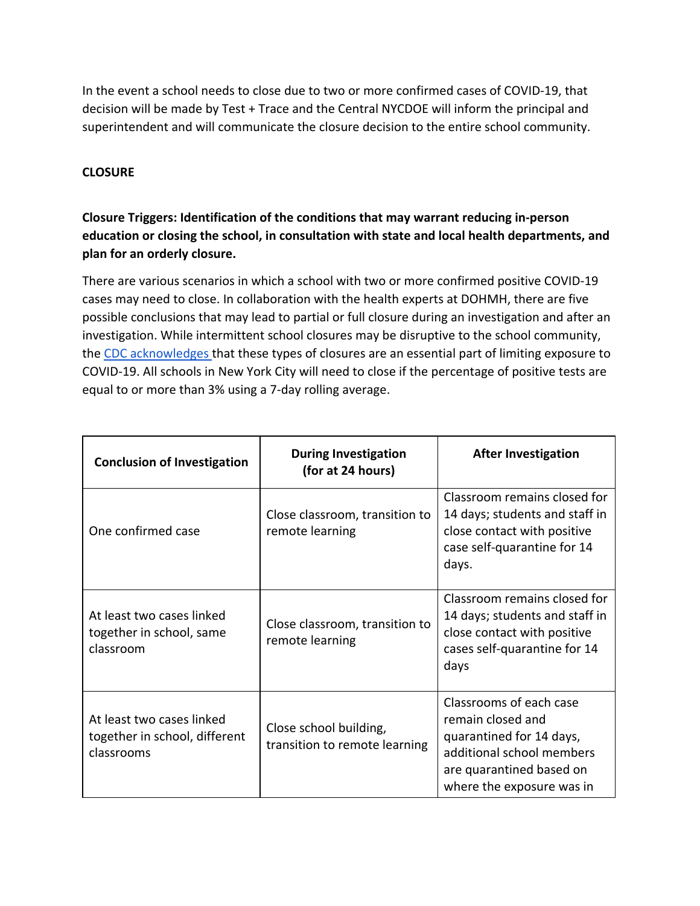In the event a school needs to close due to two or more confirmed cases of COVID-19, that decision will be made by Test + Trace and the Central NYCDOE will inform the principal and superintendent and will communicate the closure decision to the entire school community.

**CLOSURE**

**Closure Triggers: Identification of the conditions that may warrant reducing in-person education or closing the school, in consultation with state and local health departments, and plan for an orderly closure.**

There are various scenarios in which a school with two or more confirmed positive COVID-19 cases may need to close. In collaboration with the health experts at DOHMH, there are five possible conclusions that may lead to partial or full closure during an investigation and after an investigation. While intermittent school closures may be disruptive to the school community, the CDC acknowledges that these types of closures are an essential part of limiting exposure to COVID-19. All schools in New York City will need to close if the percentage of positive tests are equal to or more than 3% using a 7-day rolling average.

| Conclusion of Investigation | During Investigation (for at 24 hours) | After Investigation |
|---|---|---|
| One confirmed case | Close classroom, transition to remote learning | Classroom remains closed for 14 days; students and staff in close contact with positive case self-quarantine for 14 days. |
| At least two cases linked together in school, same classroom | Close classroom, transition to remote learning | Classroom remains closed for 14 days; students and staff in close contact with positive cases self-quarantine for 14 days |
| At least two cases linked together in school, different classrooms | Close school building, transition to remote learning | Classrooms of each case remain closed and quarantined for 14 days, additional school members are quarantined based on where the exposure was in |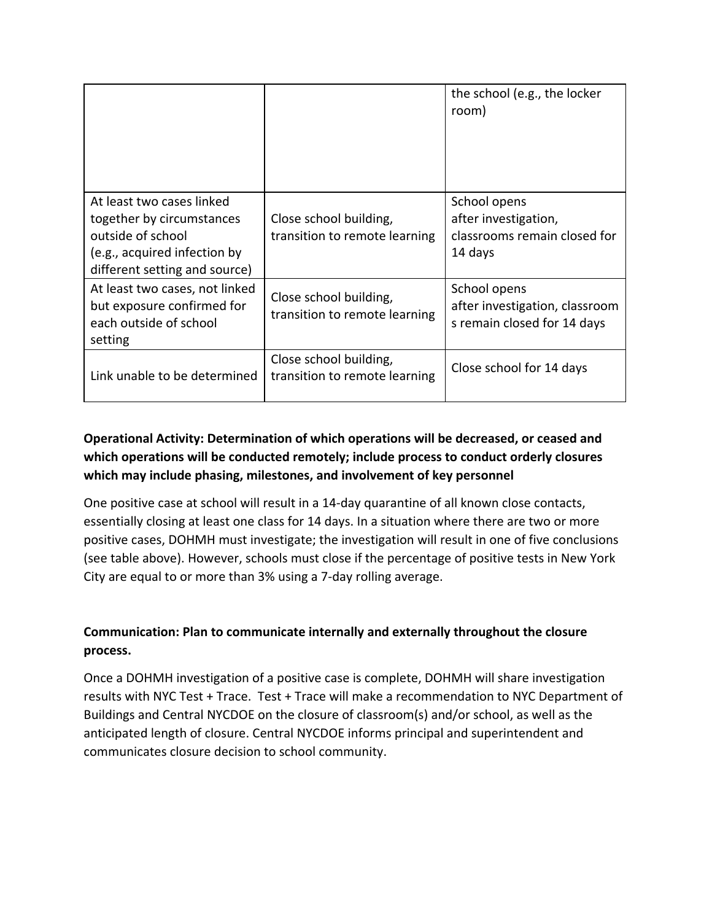| | | |
|---|---|---|
| | | the school (e.g., the locker room) |
| At least two cases linked together by circumstances outside of school (e.g., acquired infection by different setting and source) | Close school building, transition to remote learning | School opens after investigation, classrooms remain closed for 14 days |
| At least two cases, not linked but exposure confirmed for each outside of school setting | Close school building, transition to remote learning | School opens after investigation, classroom s remain closed for 14 days |
| Link unable to be determined | Close school building, transition to remote learning | Close school for 14 days |

**Operational Activity: Determination of which operations will be decreased, or ceased and which operations will be conducted remotely; include process to conduct orderly closures which may include phasing, milestones, and involvement of key personnel**

One positive case at school will result in a 14-day quarantine of all known close contacts, essentially closing at least one class for 14 days. In a situation where there are two or more positive cases, DOHMH must investigate; the investigation will result in one of five conclusions (see table above). However, schools must close if the percentage of positive tests in New York City are equal to or more than 3% using a 7-day rolling average.

**Communication: Plan to communicate internally and externally throughout the closure process.**

Once a DOHMH investigation of a positive case is complete, DOHMH will share investigation results with NYC Test + Trace. Test + Trace will make a recommendation to NYC Department of Buildings and Central NYCDOE on the closure of classroom(s) and/or school, as well as the anticipated length of closure. Central NYCDOE informs principal and superintendent and communicates closure decision to school community.